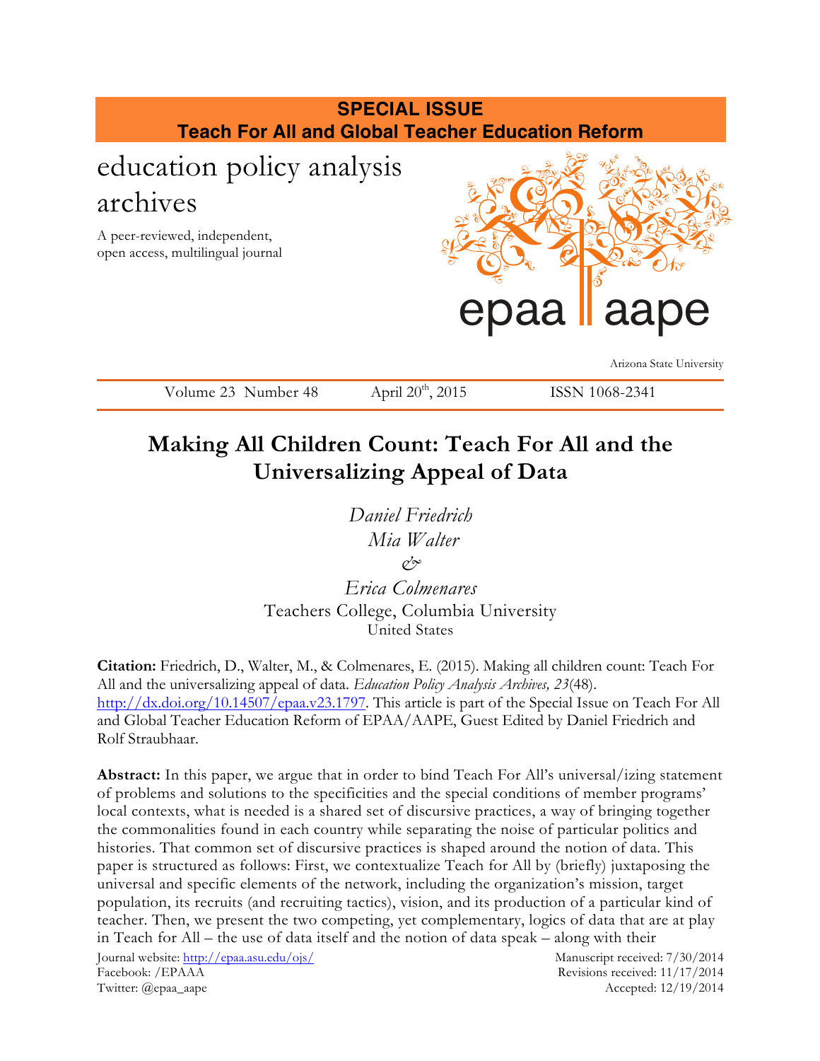**SPECIAL ISSUE**
**Teach For All and Global Teacher Education Reform**

education policy analysis archives

A peer-reviewed, independent, open access, multilingual journal

epaa aape

Arizona State University

Volume 23 Number 48 | April 20th, 2015 | ISSN 1068-2341

# Making All Children Count: Teach For All and the Universalizing Appeal of Data

*Daniel Friedrich*
*Mia Walter*
*&*
*Erica Colmenares*
Teachers College, Columbia University
United States

**Citation:** Friedrich, D., Walter, M., & Colmenares, E. (2015). Making all children count: Teach For All and the universalizing appeal of data. *Education Policy Analysis Archives, 23*(48). http://dx.doi.org/10.14507/epaa.v23.1797. This article is part of the Special Issue on Teach For All and Global Teacher Education Reform of EPAA/AAPE, Guest Edited by Daniel Friedrich and Rolf Straubhaar.

**Abstract:** In this paper, we argue that in order to bind Teach For All's universal/izing statement of problems and solutions to the specificities and the special conditions of member programs' local contexts, what is needed is a shared set of discursive practices, a way of bringing together the commonalities found in each country while separating the noise of particular politics and histories. That common set of discursive practices is shaped around the notion of data. This paper is structured as follows: First, we contextualize Teach for All by (briefly) juxtaposing the universal and specific elements of the network, including the organization's mission, target population, its recruits (and recruiting tactics), vision, and its production of a particular kind of teacher. Then, we present the two competing, yet complementary, logics of data that are at play in Teach for All – the use of data itself and the notion of data speak – along with their

Journal website: http://epaa.asu.edu/ojs/
Facebook: /EPAAA
Twitter: @epaa_aape

Manuscript received: 7/30/2014
Revisions received: 11/17/2014
Accepted: 12/19/2014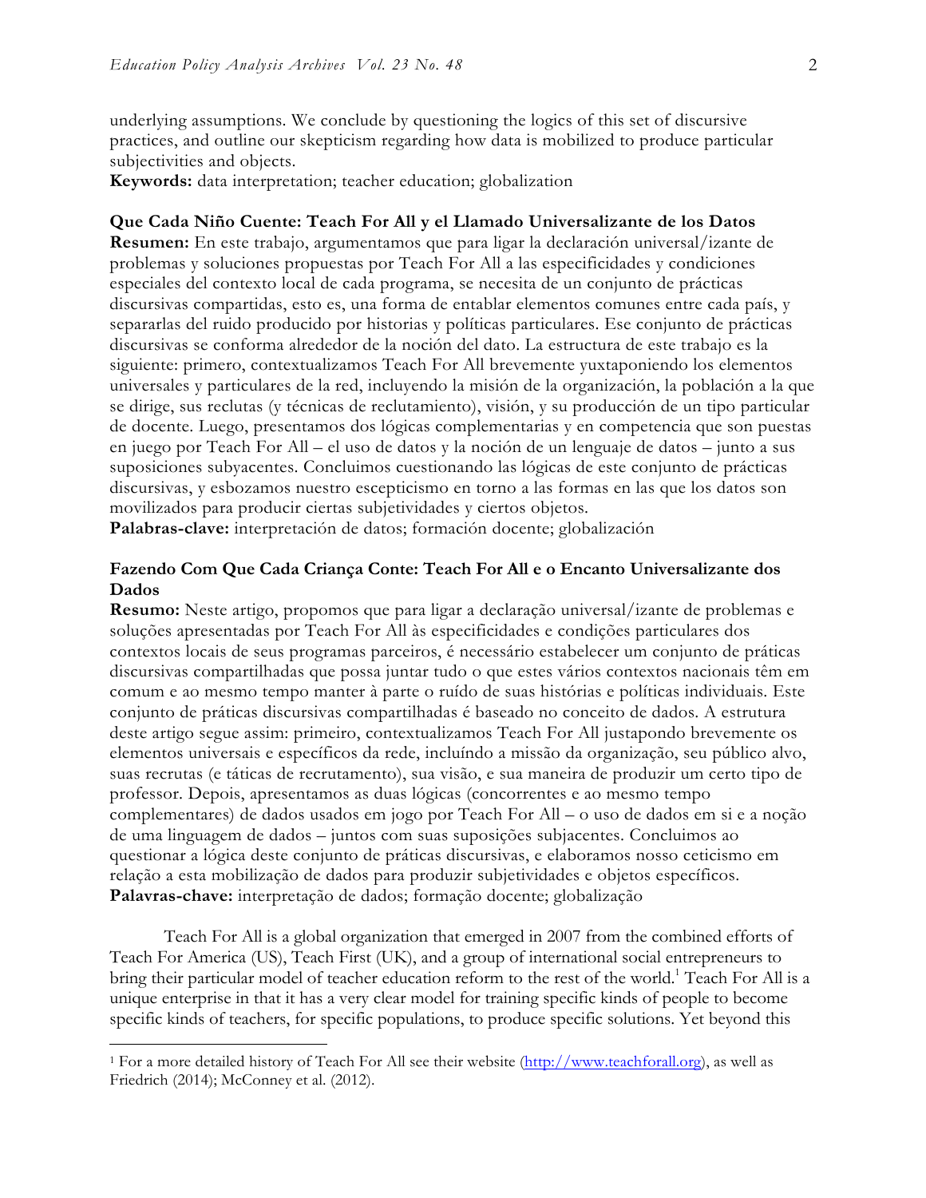underlying assumptions. We conclude by questioning the logics of this set of discursive practices, and outline our skepticism regarding how data is mobilized to produce particular subjectivities and objects.

**Keywords:** data interpretation; teacher education; globalization

**Que Cada Niño Cuente: Teach For All y el Llamado Universalizante de los Datos**

**Resumen:** En este trabajo, argumentamos que para ligar la declaración universal/izante de problemas y soluciones propuestas por Teach For All a las especificidades y condiciones especiales del contexto local de cada programa, se necesita de un conjunto de prácticas discursivas compartidas, esto es, una forma de entablar elementos comunes entre cada país, y separarlas del ruido producido por historias y políticas particulares. Ese conjunto de prácticas discursivas se conforma alrededor de la noción del dato. La estructura de este trabajo es la siguiente: primero, contextualizamos Teach For All brevemente yuxtaponiendo los elementos universales y particulares de la red, incluyendo la misión de la organización, la población a la que se dirige, sus reclutas (y técnicas de reclutamiento), visión, y su producción de un tipo particular de docente. Luego, presentamos dos lógicas complementarias y en competencia que son puestas en juego por Teach For All – el uso de datos y la noción de un lenguaje de datos – junto a sus suposiciones subyacentes. Concluimos cuestionando las lógicas de este conjunto de prácticas discursivas, y esbozamos nuestro escepticismo en torno a las formas en las que los datos son movilizados para producir ciertas subjetividades y ciertos objetos.

**Palabras-clave:** interpretación de datos; formación docente; globalización

**Fazendo Com Que Cada Criança Conte: Teach For All e o Encanto Universalizante dos Dados**

**Resumo:** Neste artigo, propomos que para ligar a declaração universal/izante de problemas e soluções apresentadas por Teach For All às especificidades e condições particulares dos contextos locais de seus programas parceiros, é necessário estabelecer um conjunto de práticas discursivas compartilhadas que possa juntar tudo o que estes vários contextos nacionais têm em comum e ao mesmo tempo manter à parte o ruído de suas histórias e políticas individuais. Este conjunto de práticas discursivas compartilhadas é baseado no conceito de dados. A estrutura deste artigo segue assim: primeiro, contextualizamos Teach For All justapondo brevemente os elementos universais e específicos da rede, incluíndo a missão da organização, seu público alvo, suas recrutas (e táticas de recrutamento), sua visão, e sua maneira de produzir um certo tipo de professor. Depois, apresentamos as duas lógicas (concorrentes e ao mesmo tempo complementares) de dados usados em jogo por Teach For All – o uso de dados em si e a noção de uma linguagem de dados – juntos com suas suposições subjacentes. Concluimos ao questionar a lógica deste conjunto de práticas discursivas, e elaboramos nosso ceticismo em relação a esta mobilização de dados para produzir subjetividades e objetos específicos.

**Palavras-chave:** interpretação de dados; formação docente; globalização

Teach For All is a global organization that emerged in 2007 from the combined efforts of Teach For America (US), Teach First (UK), and a group of international social entrepreneurs to bring their particular model of teacher education reform to the rest of the world.[1] Teach For All is a unique enterprise in that it has a very clear model for training specific kinds of people to become specific kinds of teachers, for specific populations, to produce specific solutions. Yet beyond this

[1] For a more detailed history of Teach For All see their website (http://www.teachforall.org), as well as Friedrich (2014); McConney et al. (2012).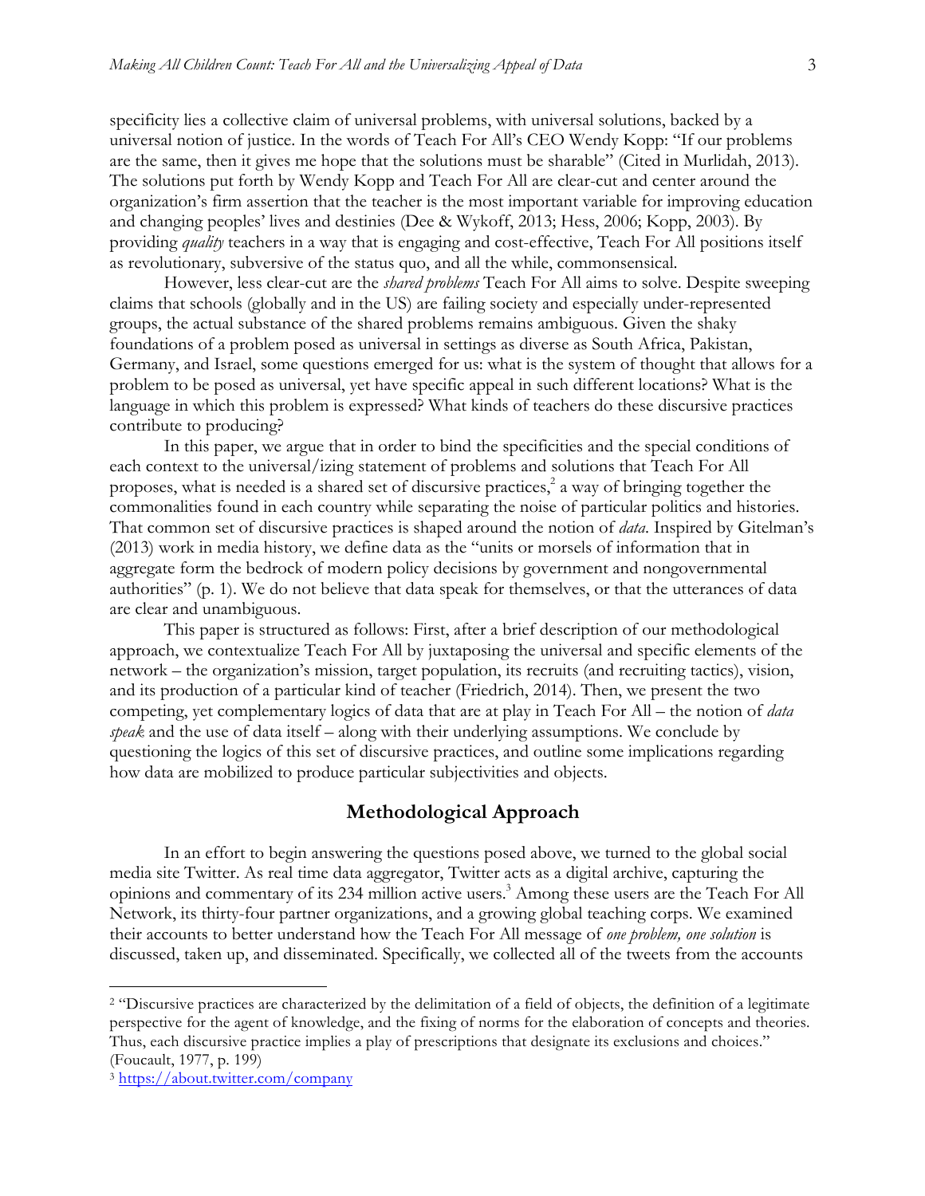specificity lies a collective claim of universal problems, with universal solutions, backed by a universal notion of justice. In the words of Teach For All's CEO Wendy Kopp: "If our problems are the same, then it gives me hope that the solutions must be sharable" (Cited in Murlidah, 2013). The solutions put forth by Wendy Kopp and Teach For All are clear-cut and center around the organization's firm assertion that the teacher is the most important variable for improving education and changing peoples' lives and destinies (Dee & Wykoff, 2013; Hess, 2006; Kopp, 2003). By providing *quality* teachers in a way that is engaging and cost-effective, Teach For All positions itself as revolutionary, subversive of the status quo, and all the while, commonsensical.

However, less clear-cut are the *shared problems* Teach For All aims to solve. Despite sweeping claims that schools (globally and in the US) are failing society and especially under-represented groups, the actual substance of the shared problems remains ambiguous. Given the shaky foundations of a problem posed as universal in settings as diverse as South Africa, Pakistan, Germany, and Israel, some questions emerged for us: what is the system of thought that allows for a problem to be posed as universal, yet have specific appeal in such different locations? What is the language in which this problem is expressed? What kinds of teachers do these discursive practices contribute to producing?

In this paper, we argue that in order to bind the specificities and the special conditions of each context to the universal/izing statement of problems and solutions that Teach For All proposes, what is needed is a shared set of discursive practices,[2] a way of bringing together the commonalities found in each country while separating the noise of particular politics and histories. That common set of discursive practices is shaped around the notion of *data*. Inspired by Gitelman's (2013) work in media history, we define data as the "units or morsels of information that in aggregate form the bedrock of modern policy decisions by government and nongovernmental authorities" (p. 1). We do not believe that data speak for themselves, or that the utterances of data are clear and unambiguous.

This paper is structured as follows: First, after a brief description of our methodological approach, we contextualize Teach For All by juxtaposing the universal and specific elements of the network – the organization's mission, target population, its recruits (and recruiting tactics), vision, and its production of a particular kind of teacher (Friedrich, 2014). Then, we present the two competing, yet complementary logics of data that are at play in Teach For All – the notion of *data speak* and the use of data itself – along with their underlying assumptions. We conclude by questioning the logics of this set of discursive practices, and outline some implications regarding how data are mobilized to produce particular subjectivities and objects.

## Methodological Approach

In an effort to begin answering the questions posed above, we turned to the global social media site Twitter. As real time data aggregator, Twitter acts as a digital archive, capturing the opinions and commentary of its 234 million active users.[3] Among these users are the Teach For All Network, its thirty-four partner organizations, and a growing global teaching corps. We examined their accounts to better understand how the Teach For All message of *one problem, one solution* is discussed, taken up, and disseminated. Specifically, we collected all of the tweets from the accounts

---

[2] "Discursive practices are characterized by the delimitation of a field of objects, the definition of a legitimate perspective for the agent of knowledge, and the fixing of norms for the elaboration of concepts and theories. Thus, each discursive practice implies a play of prescriptions that designate its exclusions and choices." (Foucault, 1977, p. 199)

[3] https://about.twitter.com/company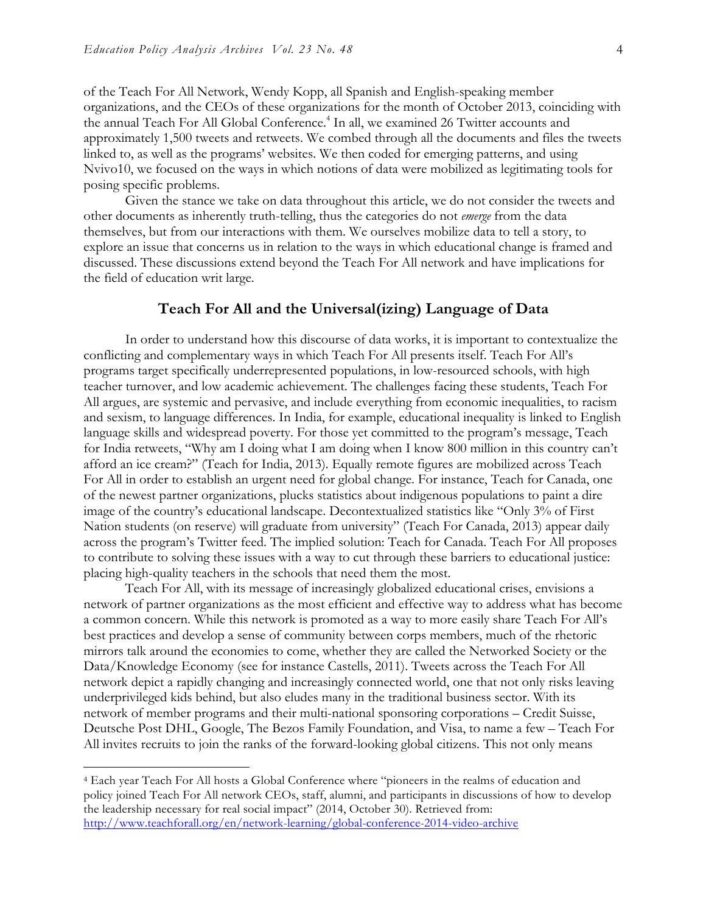of the Teach For All Network, Wendy Kopp, all Spanish and English-speaking member organizations, and the CEOs of these organizations for the month of October 2013, coinciding with the annual Teach For All Global Conference.[4] In all, we examined 26 Twitter accounts and approximately 1,500 tweets and retweets. We combed through all the documents and files the tweets linked to, as well as the programs' websites. We then coded for emerging patterns, and using Nvivo10, we focused on the ways in which notions of data were mobilized as legitimating tools for posing specific problems.

Given the stance we take on data throughout this article, we do not consider the tweets and other documents as inherently truth-telling, thus the categories do not *emerge* from the data themselves, but from our interactions with them. We ourselves mobilize data to tell a story, to explore an issue that concerns us in relation to the ways in which educational change is framed and discussed. These discussions extend beyond the Teach For All network and have implications for the field of education writ large.

## Teach For All and the Universal(izing) Language of Data

In order to understand how this discourse of data works, it is important to contextualize the conflicting and complementary ways in which Teach For All presents itself. Teach For All's programs target specifically underrepresented populations, in low-resourced schools, with high teacher turnover, and low academic achievement. The challenges facing these students, Teach For All argues, are systemic and pervasive, and include everything from economic inequalities, to racism and sexism, to language differences. In India, for example, educational inequality is linked to English language skills and widespread poverty. For those yet committed to the program's message, Teach for India retweets, "Why am I doing what I am doing when I know 800 million in this country can't afford an ice cream?" (Teach for India, 2013). Equally remote figures are mobilized across Teach For All in order to establish an urgent need for global change. For instance, Teach for Canada, one of the newest partner organizations, plucks statistics about indigenous populations to paint a dire image of the country's educational landscape. Decontextualized statistics like "Only 3% of First Nation students (on reserve) will graduate from university" (Teach For Canada, 2013) appear daily across the program's Twitter feed. The implied solution: Teach for Canada. Teach For All proposes to contribute to solving these issues with a way to cut through these barriers to educational justice: placing high-quality teachers in the schools that need them the most.

Teach For All, with its message of increasingly globalized educational crises, envisions a network of partner organizations as the most efficient and effective way to address what has become a common concern. While this network is promoted as a way to more easily share Teach For All's best practices and develop a sense of community between corps members, much of the rhetoric mirrors talk around the economies to come, whether they are called the Networked Society or the Data/Knowledge Economy (see for instance Castells, 2011). Tweets across the Teach For All network depict a rapidly changing and increasingly connected world, one that not only risks leaving underprivileged kids behind, but also eludes many in the traditional business sector. With its network of member programs and their multi-national sponsoring corporations – Credit Suisse, Deutsche Post DHL, Google, The Bezos Family Foundation, and Visa, to name a few – Teach For All invites recruits to join the ranks of the forward-looking global citizens. This not only means

[4] Each year Teach For All hosts a Global Conference where "pioneers in the realms of education and policy joined Teach For All network CEOs, staff, alumni, and participants in discussions of how to develop the leadership necessary for real social impact" (2014, October 30). Retrieved from: http://www.teachforall.org/en/network-learning/global-conference-2014-video-archive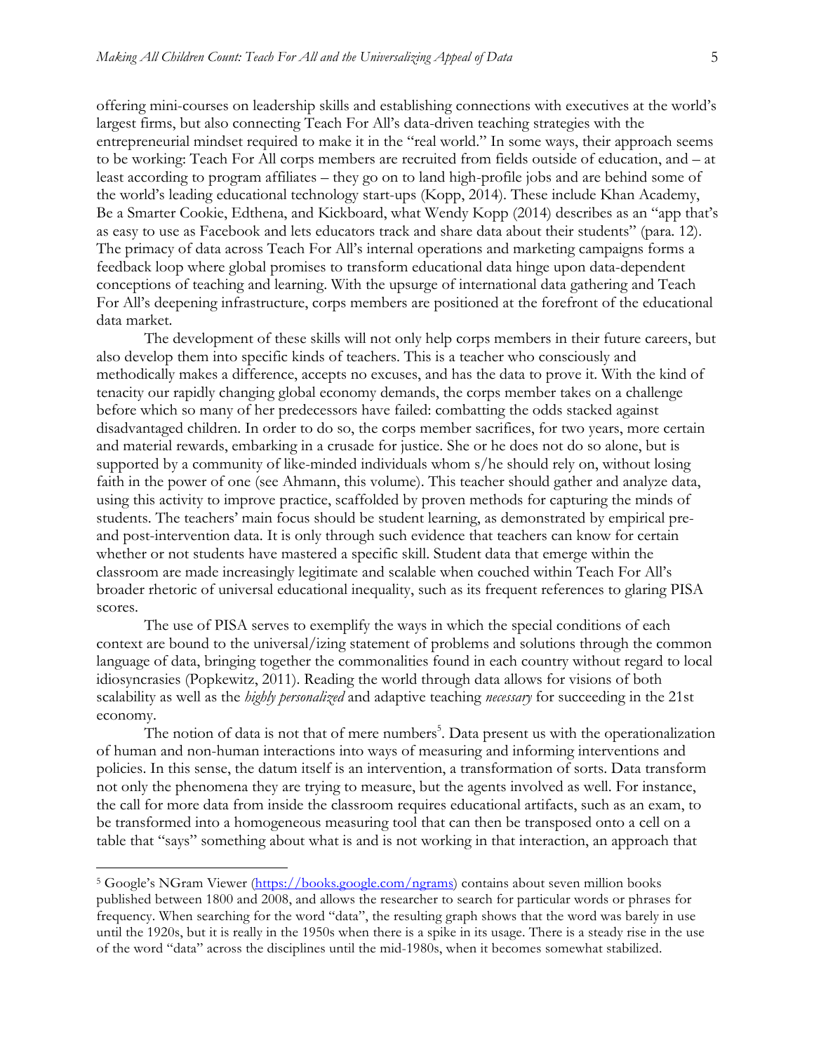offering mini-courses on leadership skills and establishing connections with executives at the world's largest firms, but also connecting Teach For All's data-driven teaching strategies with the entrepreneurial mindset required to make it in the "real world." In some ways, their approach seems to be working: Teach For All corps members are recruited from fields outside of education, and – at least according to program affiliates – they go on to land high-profile jobs and are behind some of the world's leading educational technology start-ups (Kopp, 2014). These include Khan Academy, Be a Smarter Cookie, Edthena, and Kickboard, what Wendy Kopp (2014) describes as an "app that's as easy to use as Facebook and lets educators track and share data about their students" (para. 12). The primacy of data across Teach For All's internal operations and marketing campaigns forms a feedback loop where global promises to transform educational data hinge upon data-dependent conceptions of teaching and learning. With the upsurge of international data gathering and Teach For All's deepening infrastructure, corps members are positioned at the forefront of the educational data market.

The development of these skills will not only help corps members in their future careers, but also develop them into specific kinds of teachers. This is a teacher who consciously and methodically makes a difference, accepts no excuses, and has the data to prove it. With the kind of tenacity our rapidly changing global economy demands, the corps member takes on a challenge before which so many of her predecessors have failed: combatting the odds stacked against disadvantaged children. In order to do so, the corps member sacrifices, for two years, more certain and material rewards, embarking in a crusade for justice. She or he does not do so alone, but is supported by a community of like-minded individuals whom s/he should rely on, without losing faith in the power of one (see Ahmann, this volume). This teacher should gather and analyze data, using this activity to improve practice, scaffolded by proven methods for capturing the minds of students. The teachers' main focus should be student learning, as demonstrated by empirical pre- and post-intervention data. It is only through such evidence that teachers can know for certain whether or not students have mastered a specific skill. Student data that emerge within the classroom are made increasingly legitimate and scalable when couched within Teach For All's broader rhetoric of universal educational inequality, such as its frequent references to glaring PISA scores.

The use of PISA serves to exemplify the ways in which the special conditions of each context are bound to the universal/izing statement of problems and solutions through the common language of data, bringing together the commonalities found in each country without regard to local idiosyncrasies (Popkewitz, 2011). Reading the world through data allows for visions of both scalability as well as the *highly personalized* and adaptive teaching *necessary* for succeeding in the 21st economy.

The notion of data is not that of mere numbers[5]. Data present us with the operationalization of human and non-human interactions into ways of measuring and informing interventions and policies. In this sense, the datum itself is an intervention, a transformation of sorts. Data transform not only the phenomena they are trying to measure, but the agents involved as well. For instance, the call for more data from inside the classroom requires educational artifacts, such as an exam, to be transformed into a homogeneous measuring tool that can then be transposed onto a cell on a table that "says" something about what is and is not working in that interaction, an approach that

[5] Google's NGram Viewer (https://books.google.com/ngrams) contains about seven million books published between 1800 and 2008, and allows the researcher to search for particular words or phrases for frequency. When searching for the word "data", the resulting graph shows that the word was barely in use until the 1920s, but it is really in the 1950s when there is a spike in its usage. There is a steady rise in the use of the word "data" across the disciplines until the mid-1980s, when it becomes somewhat stabilized.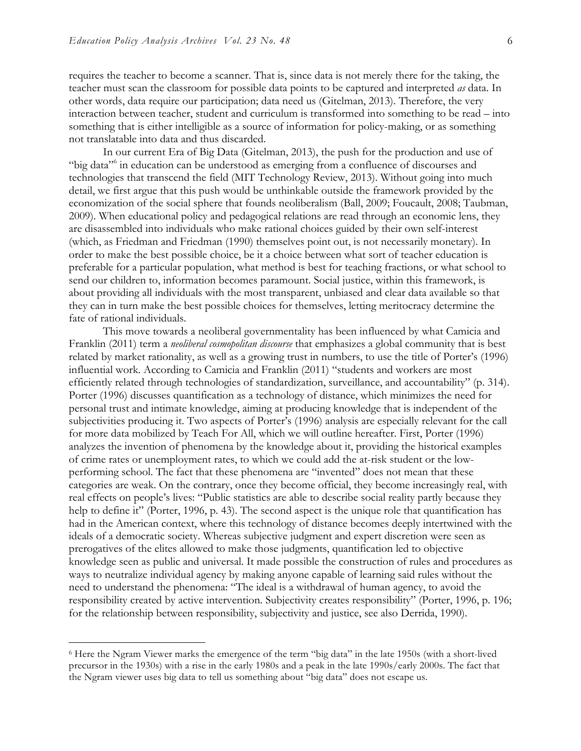requires the teacher to become a scanner. That is, since data is not merely there for the taking, the teacher must scan the classroom for possible data points to be captured and interpreted *as* data. In other words, data require our participation; data need us (Gitelman, 2013). Therefore, the very interaction between teacher, student and curriculum is transformed into something to be read – into something that is either intelligible as a source of information for policy-making, or as something not translatable into data and thus discarded.

In our current Era of Big Data (Gitelman, 2013), the push for the production and use of "big data"[6] in education can be understood as emerging from a confluence of discourses and technologies that transcend the field (MIT Technology Review, 2013). Without going into much detail, we first argue that this push would be unthinkable outside the framework provided by the economization of the social sphere that founds neoliberalism (Ball, 2009; Foucault, 2008; Taubman, 2009). When educational policy and pedagogical relations are read through an economic lens, they are disassembled into individuals who make rational choices guided by their own self-interest (which, as Friedman and Friedman (1990) themselves point out, is not necessarily monetary). In order to make the best possible choice, be it a choice between what sort of teacher education is preferable for a particular population, what method is best for teaching fractions, or what school to send our children to, information becomes paramount. Social justice, within this framework, is about providing all individuals with the most transparent, unbiased and clear data available so that they can in turn make the best possible choices for themselves, letting meritocracy determine the fate of rational individuals.

This move towards a neoliberal governmentality has been influenced by what Camicia and Franklin (2011) term a *neoliberal cosmopolitan discourse* that emphasizes a global community that is best related by market rationality, as well as a growing trust in numbers, to use the title of Porter's (1996) influential work. According to Camicia and Franklin (2011) "students and workers are most efficiently related through technologies of standardization, surveillance, and accountability" (p. 314). Porter (1996) discusses quantification as a technology of distance, which minimizes the need for personal trust and intimate knowledge, aiming at producing knowledge that is independent of the subjectivities producing it. Two aspects of Porter's (1996) analysis are especially relevant for the call for more data mobilized by Teach For All, which we will outline hereafter. First, Porter (1996) analyzes the invention of phenomena by the knowledge about it, providing the historical examples of crime rates or unemployment rates, to which we could add the at-risk student or the low-performing school. The fact that these phenomena are "invented" does not mean that these categories are weak. On the contrary, once they become official, they become increasingly real, with real effects on people's lives: "Public statistics are able to describe social reality partly because they help to define it" (Porter, 1996, p. 43). The second aspect is the unique role that quantification has had in the American context, where this technology of distance becomes deeply intertwined with the ideals of a democratic society. Whereas subjective judgment and expert discretion were seen as prerogatives of the elites allowed to make those judgments, quantification led to objective knowledge seen as public and universal. It made possible the construction of rules and procedures as ways to neutralize individual agency by making anyone capable of learning said rules without the need to understand the phenomena: "The ideal is a withdrawal of human agency, to avoid the responsibility created by active intervention. Subjectivity creates responsibility" (Porter, 1996, p. 196; for the relationship between responsibility, subjectivity and justice, see also Derrida, 1990).

---

[6] Here the Ngram Viewer marks the emergence of the term "big data" in the late 1950s (with a short-lived precursor in the 1930s) with a rise in the early 1980s and a peak in the late 1990s/early 2000s. The fact that the Ngram viewer uses big data to tell us something about "big data" does not escape us.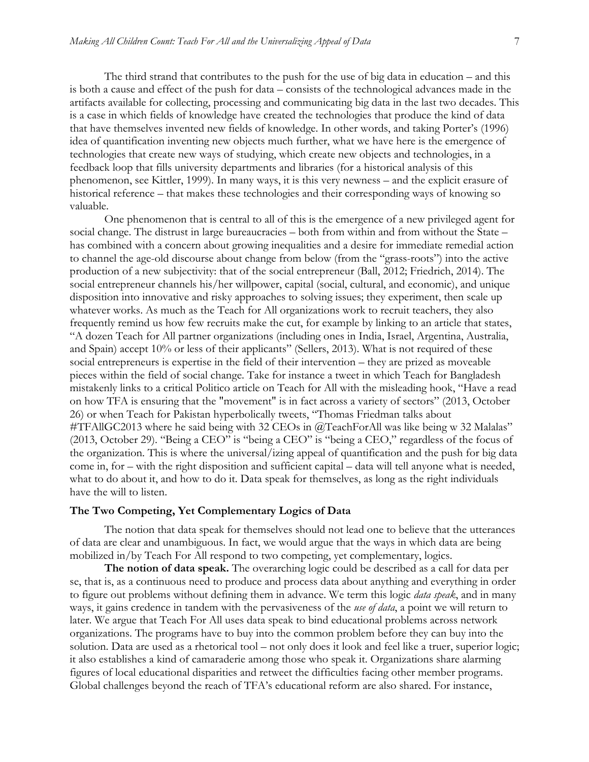The third strand that contributes to the push for the use of big data in education – and this is both a cause and effect of the push for data – consists of the technological advances made in the artifacts available for collecting, processing and communicating big data in the last two decades. This is a case in which fields of knowledge have created the technologies that produce the kind of data that have themselves invented new fields of knowledge. In other words, and taking Porter's (1996) idea of quantification inventing new objects much further, what we have here is the emergence of technologies that create new ways of studying, which create new objects and technologies, in a feedback loop that fills university departments and libraries (for a historical analysis of this phenomenon, see Kittler, 1999). In many ways, it is this very newness – and the explicit erasure of historical reference – that makes these technologies and their corresponding ways of knowing so valuable.

One phenomenon that is central to all of this is the emergence of a new privileged agent for social change. The distrust in large bureaucracies – both from within and from without the State – has combined with a concern about growing inequalities and a desire for immediate remedial action to channel the age-old discourse about change from below (from the "grass-roots") into the active production of a new subjectivity: that of the social entrepreneur (Ball, 2012; Friedrich, 2014). The social entrepreneur channels his/her willpower, capital (social, cultural, and economic), and unique disposition into innovative and risky approaches to solving issues; they experiment, then scale up whatever works. As much as the Teach for All organizations work to recruit teachers, they also frequently remind us how few recruits make the cut, for example by linking to an article that states, "A dozen Teach for All partner organizations (including ones in India, Israel, Argentina, Australia, and Spain) accept 10% or less of their applicants" (Sellers, 2013). What is not required of these social entrepreneurs is expertise in the field of their intervention – they are prized as moveable pieces within the field of social change. Take for instance a tweet in which Teach for Bangladesh mistakenly links to a critical Politico article on Teach for All with the misleading hook, "Have a read on how TFA is ensuring that the "movement" is in fact across a variety of sectors" (2013, October 26) or when Teach for Pakistan hyperbolically tweets, "Thomas Friedman talks about #TFAllGC2013 where he said being with 32 CEOs in @TeachForAll was like being w 32 Malalas" (2013, October 29). "Being a CEO" is "being a CEO" is "being a CEO," regardless of the focus of the organization. This is where the universal/izing appeal of quantification and the push for big data come in, for – with the right disposition and sufficient capital – data will tell anyone what is needed, what to do about it, and how to do it. Data speak for themselves, as long as the right individuals have the will to listen.

### The Two Competing, Yet Complementary Logics of Data

The notion that data speak for themselves should not lead one to believe that the utterances of data are clear and unambiguous. In fact, we would argue that the ways in which data are being mobilized in/by Teach For All respond to two competing, yet complementary, logics.

**The notion of data speak.** The overarching logic could be described as a call for data per se, that is, as a continuous need to produce and process data about anything and everything in order to figure out problems without defining them in advance. We term this logic *data speak*, and in many ways, it gains credence in tandem with the pervasiveness of the *use of data*, a point we will return to later. We argue that Teach For All uses data speak to bind educational problems across network organizations. The programs have to buy into the common problem before they can buy into the solution. Data are used as a rhetorical tool – not only does it look and feel like a truer, superior logic; it also establishes a kind of camaraderie among those who speak it. Organizations share alarming figures of local educational disparities and retweet the difficulties facing other member programs. Global challenges beyond the reach of TFA's educational reform are also shared. For instance,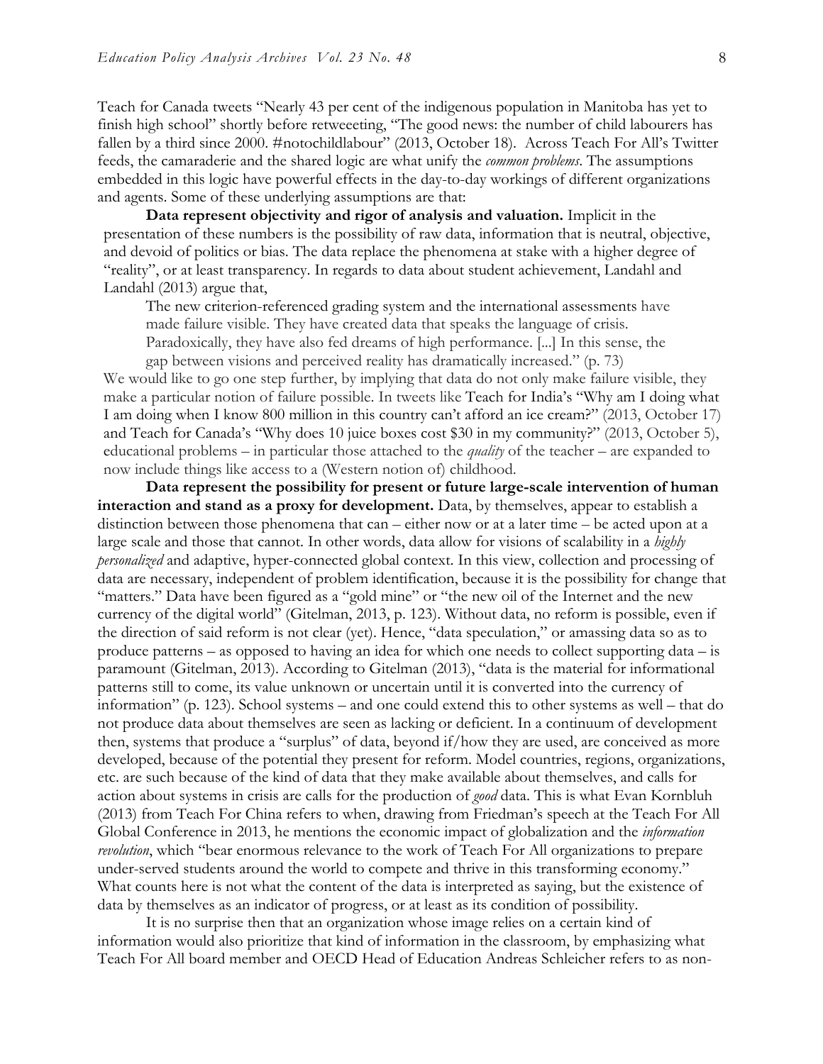Teach for Canada tweets "Nearly 43 per cent of the indigenous population in Manitoba has yet to finish high school" shortly before retweeeting, "The good news: the number of child labourers has fallen by a third since 2000. #notochildlabour" (2013, October 18). Across Teach For All's Twitter feeds, the camaraderie and the shared logic are what unify the *common problems*. The assumptions embedded in this logic have powerful effects in the day-to-day workings of different organizations and agents. Some of these underlying assumptions are that:

**Data represent objectivity and rigor of analysis and valuation.** Implicit in the presentation of these numbers is the possibility of raw data, information that is neutral, objective, and devoid of politics or bias. The data replace the phenomena at stake with a higher degree of "reality", or at least transparency. In regards to data about student achievement, Landahl and Landahl (2013) argue that,

> The new criterion-referenced grading system and the international assessments have made failure visible. They have created data that speaks the language of crisis. Paradoxically, they have also fed dreams of high performance. [...] In this sense, the gap between visions and perceived reality has dramatically increased." (p. 73)

We would like to go one step further, by implying that data do not only make failure visible, they make a particular notion of failure possible. In tweets like Teach for India's "Why am I doing what I am doing when I know 800 million in this country can't afford an ice cream?" (2013, October 17) and Teach for Canada's "Why does 10 juice boxes cost $30 in my community?" (2013, October 5), educational problems – in particular those attached to the *quality* of the teacher – are expanded to now include things like access to a (Western notion of) childhood.

**Data represent the possibility for present or future large-scale intervention of human interaction and stand as a proxy for development.** Data, by themselves, appear to establish a distinction between those phenomena that can – either now or at a later time – be acted upon at a large scale and those that cannot. In other words, data allow for visions of scalability in a *highly personalized* and adaptive, hyper-connected global context. In this view, collection and processing of data are necessary, independent of problem identification, because it is the possibility for change that "matters." Data have been figured as a "gold mine" or "the new oil of the Internet and the new currency of the digital world" (Gitelman, 2013, p. 123). Without data, no reform is possible, even if the direction of said reform is not clear (yet). Hence, "data speculation," or amassing data so as to produce patterns – as opposed to having an idea for which one needs to collect supporting data – is paramount (Gitelman, 2013). According to Gitelman (2013), "data is the material for informational patterns still to come, its value unknown or uncertain until it is converted into the currency of information" (p. 123). School systems – and one could extend this to other systems as well – that do not produce data about themselves are seen as lacking or deficient. In a continuum of development then, systems that produce a "surplus" of data, beyond if/how they are used, are conceived as more developed, because of the potential they present for reform. Model countries, regions, organizations, etc. are such because of the kind of data that they make available about themselves, and calls for action about systems in crisis are calls for the production of *good* data. This is what Evan Kornbluh (2013) from Teach For China refers to when, drawing from Friedman's speech at the Teach For All Global Conference in 2013, he mentions the economic impact of globalization and the *information revolution*, which "bear enormous relevance to the work of Teach For All organizations to prepare under-served students around the world to compete and thrive in this transforming economy." What counts here is not what the content of the data is interpreted as saying, but the existence of data by themselves as an indicator of progress, or at least as its condition of possibility.

It is no surprise then that an organization whose image relies on a certain kind of information would also prioritize that kind of information in the classroom, by emphasizing what Teach For All board member and OECD Head of Education Andreas Schleicher refers to as non-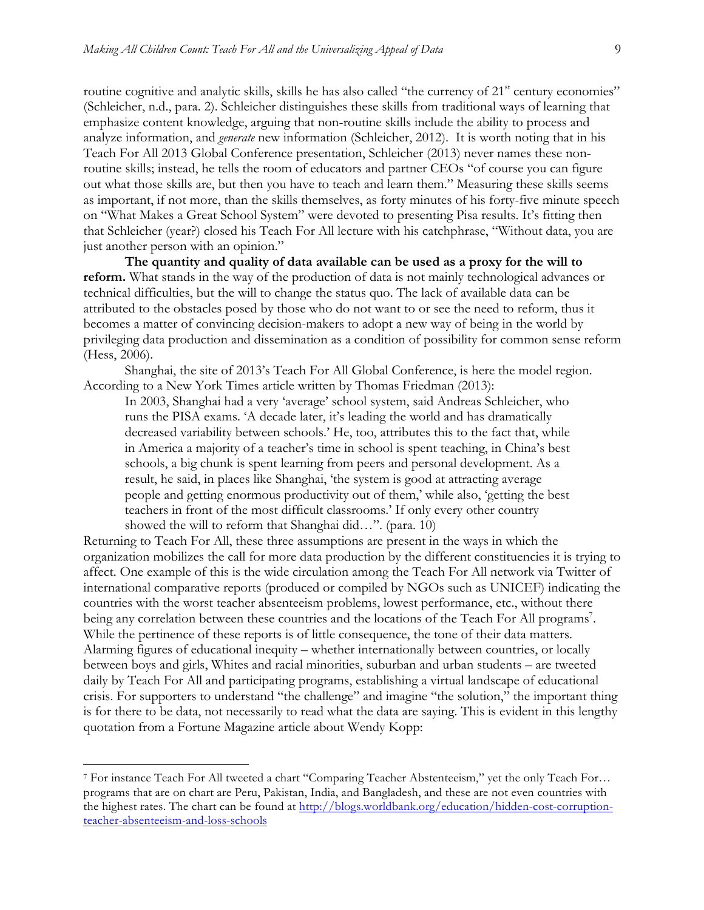routine cognitive and analytic skills, skills he has also called "the currency of 21st century economies" (Schleicher, n.d., para. 2). Schleicher distinguishes these skills from traditional ways of learning that emphasize content knowledge, arguing that non-routine skills include the ability to process and analyze information, and *generate* new information (Schleicher, 2012). It is worth noting that in his Teach For All 2013 Global Conference presentation, Schleicher (2013) never names these non-routine skills; instead, he tells the room of educators and partner CEOs "of course you can figure out what those skills are, but then you have to teach and learn them." Measuring these skills seems as important, if not more, than the skills themselves, as forty minutes of his forty-five minute speech on "What Makes a Great School System" were devoted to presenting Pisa results. It's fitting then that Schleicher (year?) closed his Teach For All lecture with his catchphrase, "Without data, you are just another person with an opinion."

**The quantity and quality of data available can be used as a proxy for the will to reform.** What stands in the way of the production of data is not mainly technological advances or technical difficulties, but the will to change the status quo. The lack of available data can be attributed to the obstacles posed by those who do not want to or see the need to reform, thus it becomes a matter of convincing decision-makers to adopt a new way of being in the world by privileging data production and dissemination as a condition of possibility for common sense reform (Hess, 2006).

Shanghai, the site of 2013's Teach For All Global Conference, is here the model region. According to a New York Times article written by Thomas Friedman (2013):

> In 2003, Shanghai had a very 'average' school system, said Andreas Schleicher, who runs the PISA exams. 'A decade later, it's leading the world and has dramatically decreased variability between schools.' He, too, attributes this to the fact that, while in America a majority of a teacher's time in school is spent teaching, in China's best schools, a big chunk is spent learning from peers and personal development. As a result, he said, in places like Shanghai, 'the system is good at attracting average people and getting enormous productivity out of them,' while also, 'getting the best teachers in front of the most difficult classrooms.' If only every other country showed the will to reform that Shanghai did…". (para. 10)

Returning to Teach For All, these three assumptions are present in the ways in which the organization mobilizes the call for more data production by the different constituencies it is trying to affect. One example of this is the wide circulation among the Teach For All network via Twitter of international comparative reports (produced or compiled by NGOs such as UNICEF) indicating the countries with the worst teacher absenteeism problems, lowest performance, etc., without there being any correlation between these countries and the locations of the Teach For All programs[7]. While the pertinence of these reports is of little consequence, the tone of their data matters. Alarming figures of educational inequity – whether internationally between countries, or locally between boys and girls, Whites and racial minorities, suburban and urban students – are tweeted daily by Teach For All and participating programs, establishing a virtual landscape of educational crisis. For supporters to understand "the challenge" and imagine "the solution," the important thing is for there to be data, not necessarily to read what the data are saying. This is evident in this lengthy quotation from a Fortune Magazine article about Wendy Kopp:

---

[7] For instance Teach For All tweeted a chart "Comparing Teacher Absenteeism," yet the only Teach For… programs that are on chart are Peru, Pakistan, India, and Bangladesh, and these are not even countries with the highest rates. The chart can be found at http://blogs.worldbank.org/education/hidden-cost-corruption-teacher-absenteeism-and-loss-schools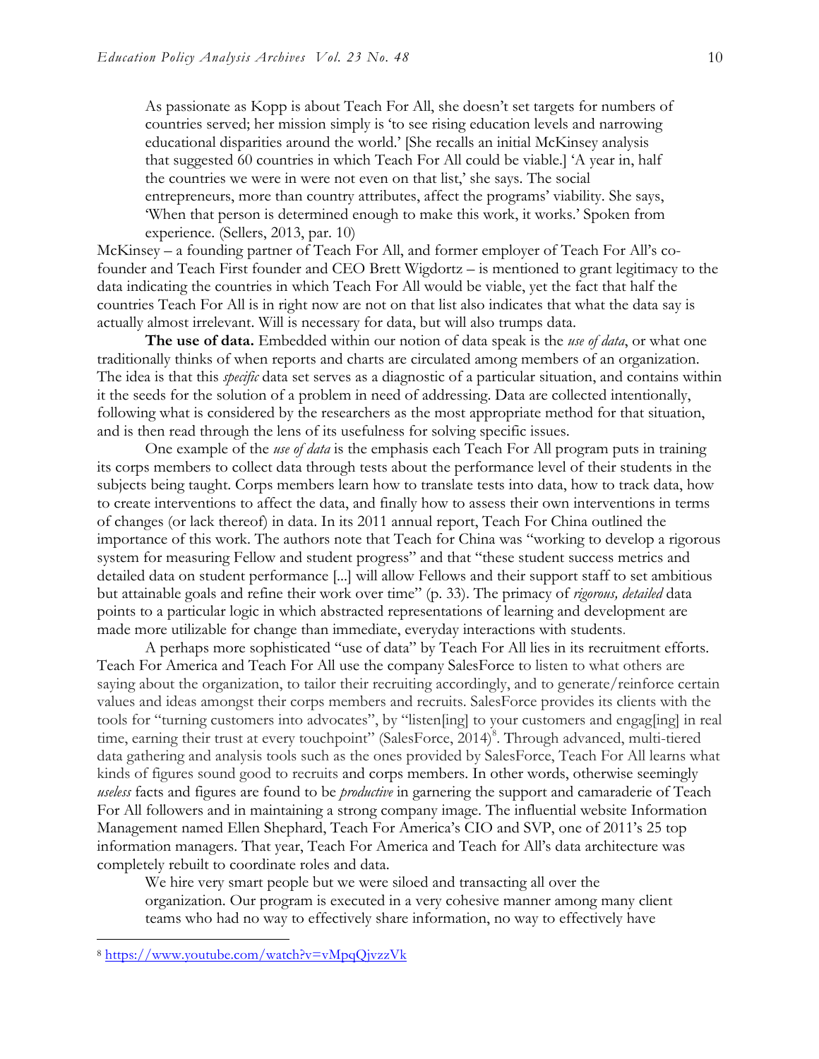> As passionate as Kopp is about Teach For All, she doesn't set targets for numbers of countries served; her mission simply is 'to see rising education levels and narrowing educational disparities around the world.' [She recalls an initial McKinsey analysis that suggested 60 countries in which Teach For All could be viable.] 'A year in, half the countries we were in were not even on that list,' she says. The social entrepreneurs, more than country attributes, affect the programs' viability. She says, 'When that person is determined enough to make this work, it works.' Spoken from experience. (Sellers, 2013, par. 10)

McKinsey – a founding partner of Teach For All, and former employer of Teach For All's co-founder and Teach First founder and CEO Brett Wigdortz – is mentioned to grant legitimacy to the data indicating the countries in which Teach For All would be viable, yet the fact that half the countries Teach For All is in right now are not on that list also indicates that what the data say is actually almost irrelevant. Will is necessary for data, but will also trumps data.

**The use of data.** Embedded within our notion of data speak is the *use of data*, or what one traditionally thinks of when reports and charts are circulated among members of an organization. The idea is that this *specific* data set serves as a diagnostic of a particular situation, and contains within it the seeds for the solution of a problem in need of addressing. Data are collected intentionally, following what is considered by the researchers as the most appropriate method for that situation, and is then read through the lens of its usefulness for solving specific issues.

One example of the *use of data* is the emphasis each Teach For All program puts in training its corps members to collect data through tests about the performance level of their students in the subjects being taught. Corps members learn how to translate tests into data, how to track data, how to create interventions to affect the data, and finally how to assess their own interventions in terms of changes (or lack thereof) in data. In its 2011 annual report, Teach For China outlined the importance of this work. The authors note that Teach For China was "working to develop a rigorous system for measuring Fellow and student progress" and that "these student success metrics and detailed data on student performance [...] will allow Fellows and their support staff to set ambitious but attainable goals and refine their work over time" (p. 33). The primacy of *rigorous, detailed* data points to a particular logic in which abstracted representations of learning and development are made more utilizable for change than immediate, everyday interactions with students.

A perhaps more sophisticated "use of data" by Teach For All lies in its recruitment efforts. Teach For America and Teach For All use the company SalesForce to listen to what others are saying about the organization, to tailor their recruiting accordingly, and to generate/reinforce certain values and ideas amongst their corps members and recruits. SalesForce provides its clients with the tools for "turning customers into advocates", by "listen[ing] to your customers and engag[ing] in real time, earning their trust at every touchpoint" (SalesForce, 2014)[8]. Through advanced, multi-tiered data gathering and analysis tools such as the ones provided by SalesForce, Teach For All learns what kinds of figures sound good to recruits and corps members. In other words, otherwise seemingly *useless* facts and figures are found to be *productive* in garnering the support and camaraderie of Teach For All followers and in maintaining a strong company image. The influential website Information Management named Ellen Shephard, Teach For America's CIO and SVP, one of 2011's 25 top information managers. That year, Teach For America and Teach for All's data architecture was completely rebuilt to coordinate roles and data.

> We hire very smart people but we were siloed and transacting all over the organization. Our program is executed in a very cohesive manner among many client teams who had no way to effectively share information, no way to effectively have

[8] https://www.youtube.com/watch?v=vMpqQjvzzVk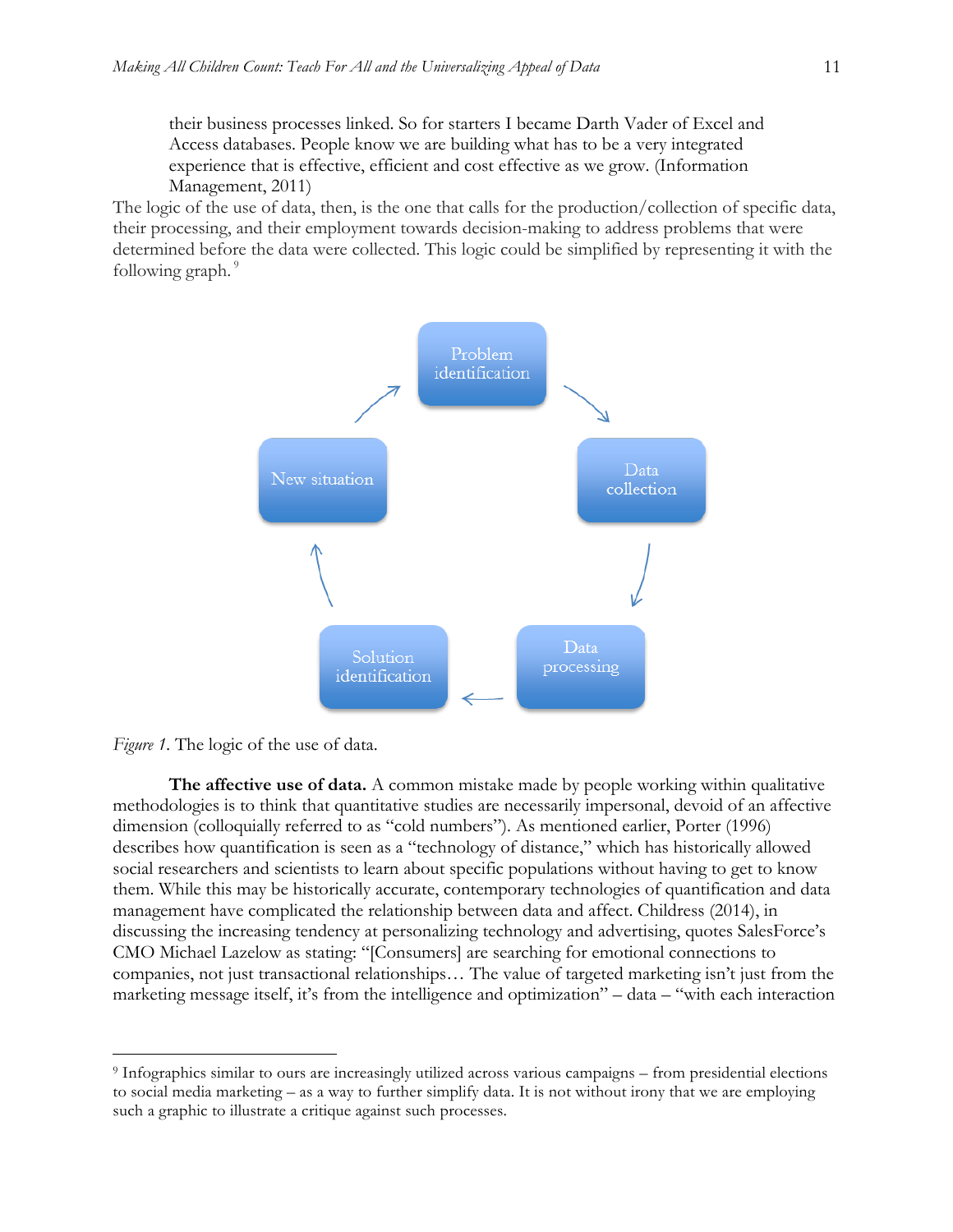> their business processes linked. So for starters I became Darth Vader of Excel and Access databases. People know we are building what has to be a very integrated experience that is effective, efficient and cost effective as we grow. (Information Management, 2011)

The logic of the use of data, then, is the one that calls for the production/collection of specific data, their processing, and their employment towards decision-making to address problems that were determined before the data were collected. This logic could be simplified by representing it with the following graph.[9]

Problem identification → Data collection → Data processing → Solution identification → New situation → Problem identification

*Figure 1*. The logic of the use of data.

**The affective use of data.** A common mistake made by people working within qualitative methodologies is to think that quantitative studies are necessarily impersonal, devoid of an affective dimension (colloquially referred to as "cold numbers"). As mentioned earlier, Porter (1996) describes how quantification is seen as a "technology of distance," which has historically allowed social researchers and scientists to learn about specific populations without having to get to know them. While this may be historically accurate, contemporary technologies of quantification and data management have complicated the relationship between data and affect. Childress (2014), in discussing the increasing tendency at personalizing technology and advertising, quotes SalesForce's CMO Michael Lazelow as stating: "[Consumers] are searching for emotional connections to companies, not just transactional relationships… The value of targeted marketing isn't just from the marketing message itself, it's from the intelligence and optimization" – data – "with each interaction

[9] Infographics similar to ours are increasingly utilized across various campaigns – from presidential elections to social media marketing – as a way to further simplify data. It is not without irony that we are employing such a graphic to illustrate a critique against such processes.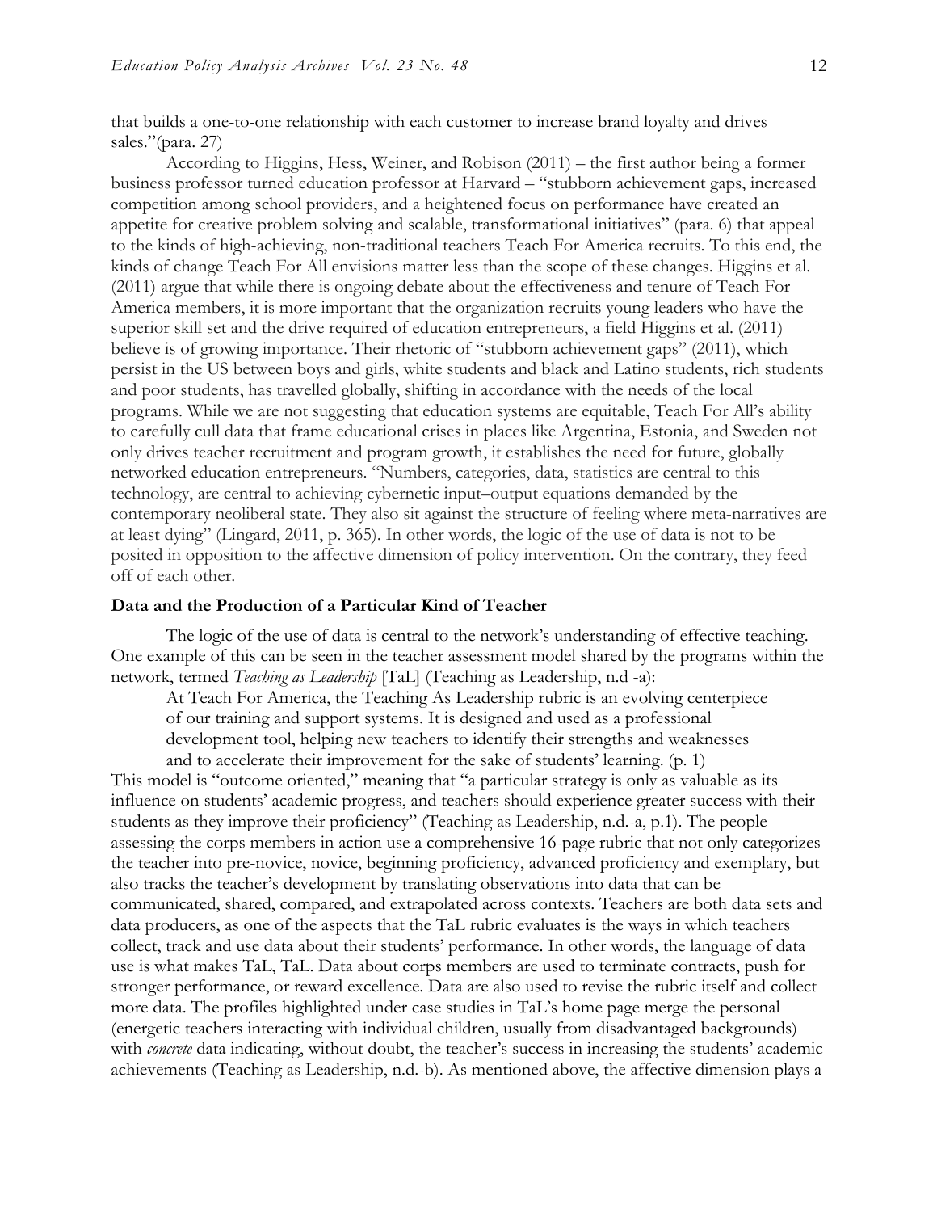that builds a one-to-one relationship with each customer to increase brand loyalty and drives sales."(para. 27)

According to Higgins, Hess, Weiner, and Robison (2011) – the first author being a former business professor turned education professor at Harvard – "stubborn achievement gaps, increased competition among school providers, and a heightened focus on performance have created an appetite for creative problem solving and scalable, transformational initiatives" (para. 6) that appeal to the kinds of high-achieving, non-traditional teachers Teach For America recruits. To this end, the kinds of change Teach For All envisions matter less than the scope of these changes. Higgins et al. (2011) argue that while there is ongoing debate about the effectiveness and tenure of Teach For America members, it is more important that the organization recruits young leaders who have the superior skill set and the drive required of education entrepreneurs, a field Higgins et al. (2011) believe is of growing importance. Their rhetoric of "stubborn achievement gaps" (2011), which persist in the US between boys and girls, white students and black and Latino students, rich students and poor students, has travelled globally, shifting in accordance with the needs of the local programs. While we are not suggesting that education systems are equitable, Teach For All's ability to carefully cull data that frame educational crises in places like Argentina, Estonia, and Sweden not only drives teacher recruitment and program growth, it establishes the need for future, globally networked education entrepreneurs. "Numbers, categories, data, statistics are central to this technology, are central to achieving cybernetic input–output equations demanded by the contemporary neoliberal state. They also sit against the structure of feeling where meta-narratives are at least dying" (Lingard, 2011, p. 365). In other words, the logic of the use of data is not to be posited in opposition to the affective dimension of policy intervention. On the contrary, they feed off of each other.

### Data and the Production of a Particular Kind of Teacher

The logic of the use of data is central to the network's understanding of effective teaching. One example of this can be seen in the teacher assessment model shared by the programs within the network, termed *Teaching as Leadership* [TaL] (Teaching as Leadership, n.d -a):

> At Teach For America, the Teaching As Leadership rubric is an evolving centerpiece of our training and support systems. It is designed and used as a professional development tool, helping new teachers to identify their strengths and weaknesses and to accelerate their improvement for the sake of students' learning. (p. 1)

This model is "outcome oriented," meaning that "a particular strategy is only as valuable as its influence on students' academic progress, and teachers should experience greater success with their students as they improve their proficiency" (Teaching as Leadership, n.d.-a, p.1). The people assessing the corps members in action use a comprehensive 16-page rubric that not only categorizes the teacher into pre-novice, novice, beginning proficiency, advanced proficiency and exemplary, but also tracks the teacher's development by translating observations into data that can be communicated, shared, compared, and extrapolated across contexts. Teachers are both data sets and data producers, as one of the aspects that the TaL rubric evaluates is the ways in which teachers collect, track and use data about their students' performance. In other words, the language of data use is what makes TaL, TaL. Data about corps members are used to terminate contracts, push for stronger performance, or reward excellence. Data are also used to revise the rubric itself and collect more data. The profiles highlighted under case studies in TaL's home page merge the personal (energetic teachers interacting with individual children, usually from disadvantaged backgrounds) with *concrete* data indicating, without doubt, the teacher's success in increasing the students' academic achievements (Teaching as Leadership, n.d.-b). As mentioned above, the affective dimension plays a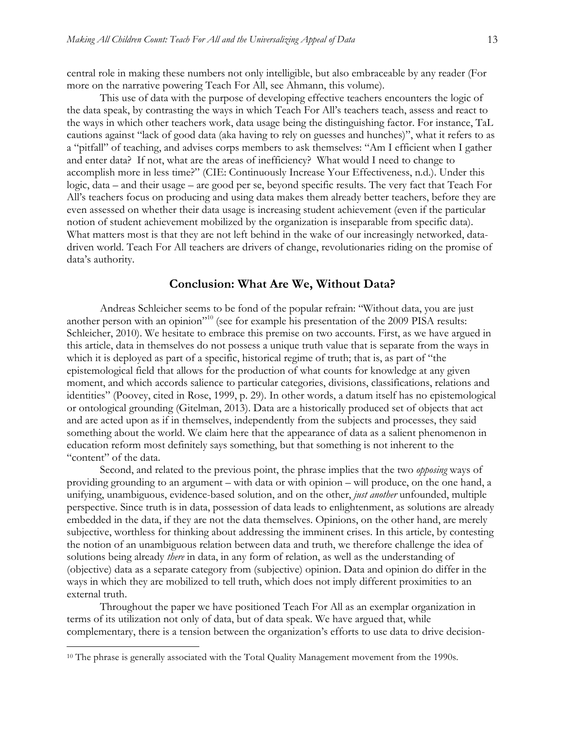central role in making these numbers not only intelligible, but also embraceable by any reader (For more on the narrative powering Teach For All, see Ahmann, this volume).

This use of data with the purpose of developing effective teachers encounters the logic of the data speak, by contrasting the ways in which Teach For All's teachers teach, assess and react to the ways in which other teachers work, data usage being the distinguishing factor. For instance, TaL cautions against "lack of good data (aka having to rely on guesses and hunches)", what it refers to as a "pitfall" of teaching, and advises corps members to ask themselves: "Am I efficient when I gather and enter data? If not, what are the areas of inefficiency? What would I need to change to accomplish more in less time?" (CIE: Continuously Increase Your Effectiveness, n.d.). Under this logic, data – and their usage – are good per se, beyond specific results. The very fact that Teach For All's teachers focus on producing and using data makes them already better teachers, before they are even assessed on whether their data usage is increasing student achievement (even if the particular notion of student achievement mobilized by the organization is inseparable from specific data). What matters most is that they are not left behind in the wake of our increasingly networked, data-driven world. Teach For All teachers are drivers of change, revolutionaries riding on the promise of data's authority.

## Conclusion: What Are We, Without Data?

Andreas Schleicher seems to be fond of the popular refrain: "Without data, you are just another person with an opinion"[10] (see for example his presentation of the 2009 PISA results: Schleicher, 2010). We hesitate to embrace this premise on two accounts. First, as we have argued in this article, data in themselves do not possess a unique truth value that is separate from the ways in which it is deployed as part of a specific, historical regime of truth; that is, as part of "the epistemological field that allows for the production of what counts for knowledge at any given moment, and which accords salience to particular categories, divisions, classifications, relations and identities" (Poovey, cited in Rose, 1999, p. 29). In other words, a datum itself has no epistemological or ontological grounding (Gitelman, 2013). Data are a historically produced set of objects that act and are acted upon as if in themselves, independently from the subjects and processes, they said something about the world. We claim here that the appearance of data as a salient phenomenon in education reform most definitely says something, but that something is not inherent to the "content" of the data.

Second, and related to the previous point, the phrase implies that the two *opposing* ways of providing grounding to an argument – with data or with opinion – will produce, on the one hand, a unifying, unambiguous, evidence-based solution, and on the other, *just another* unfounded, multiple perspective. Since truth is in data, possession of data leads to enlightenment, as solutions are already embedded in the data, if they are not the data themselves. Opinions, on the other hand, are merely subjective, worthless for thinking about addressing the imminent crises. In this article, by contesting the notion of an unambiguous relation between data and truth, we therefore challenge the idea of solutions being already *there* in data, in any form of relation, as well as the understanding of (objective) data as a separate category from (subjective) opinion. Data and opinion do differ in the ways in which they are mobilized to tell truth, which does not imply different proximities to an external truth.

Throughout the paper we have positioned Teach For All as an exemplar organization in terms of its utilization not only of data, but of data speak. We have argued that, while complementary, there is a tension between the organization's efforts to use data to drive decision-

[10] The phrase is generally associated with the Total Quality Management movement from the 1990s.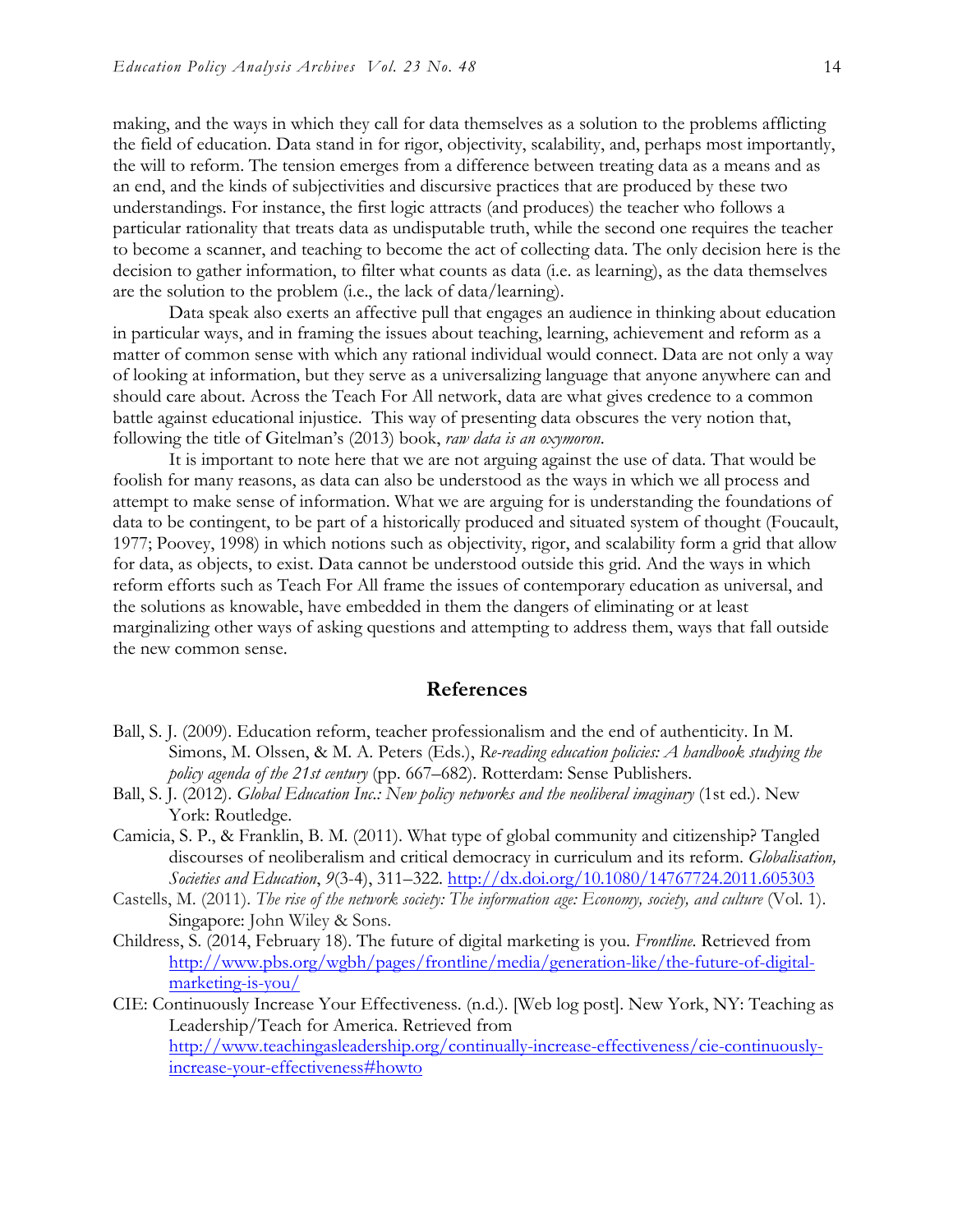making, and the ways in which they call for data themselves as a solution to the problems afflicting the field of education. Data stand in for rigor, objectivity, scalability, and, perhaps most importantly, the will to reform. The tension emerges from a difference between treating data as a means and as an end, and the kinds of subjectivities and discursive practices that are produced by these two understandings. For instance, the first logic attracts (and produces) the teacher who follows a particular rationality that treats data as undisputable truth, while the second one requires the teacher to become a scanner, and teaching to become the act of collecting data. The only decision here is the decision to gather information, to filter what counts as data (i.e. as learning), as the data themselves are the solution to the problem (i.e., the lack of data/learning).

Data speak also exerts an affective pull that engages an audience in thinking about education in particular ways, and in framing the issues about teaching, learning, achievement and reform as a matter of common sense with which any rational individual would connect. Data are not only a way of looking at information, but they serve as a universalizing language that anyone anywhere can and should care about. Across the Teach For All network, data are what gives credence to a common battle against educational injustice. This way of presenting data obscures the very notion that, following the title of Gitelman's (2013) book, *raw data is an oxymoron*.

It is important to note here that we are not arguing against the use of data. That would be foolish for many reasons, as data can also be understood as the ways in which we all process and attempt to make sense of information. What we are arguing for is understanding the foundations of data to be contingent, to be part of a historically produced and situated system of thought (Foucault, 1977; Poovey, 1998) in which notions such as objectivity, rigor, and scalability form a grid that allow for data, as objects, to exist. Data cannot be understood outside this grid. And the ways in which reform efforts such as Teach For All frame the issues of contemporary education as universal, and the solutions as knowable, have embedded in them the dangers of eliminating or at least marginalizing other ways of asking questions and attempting to address them, ways that fall outside the new common sense.

## References

Ball, S. J. (2009). Education reform, teacher professionalism and the end of authenticity. In M. Simons, M. Olssen, & M. A. Peters (Eds.), *Re-reading education policies: A handbook studying the policy agenda of the 21st century* (pp. 667–682). Rotterdam: Sense Publishers.

Ball, S. J. (2012). *Global Education Inc.: New policy networks and the neoliberal imaginary* (1st ed.). New York: Routledge.

Camicia, S. P., & Franklin, B. M. (2011). What type of global community and citizenship? Tangled discourses of neoliberalism and critical democracy in curriculum and its reform. *Globalisation, Societies and Education*, *9*(3-4), 311–322. http://dx.doi.org/10.1080/14767724.2011.605303

Castells, M. (2011). *The rise of the network society: The information age: Economy, society, and culture* (Vol. 1). Singapore: John Wiley & Sons.

Childress, S. (2014, February 18). The future of digital marketing is you. *Frontline*. Retrieved from http://www.pbs.org/wgbh/pages/frontline/media/generation-like/the-future-of-digital-marketing-is-you/

CIE: Continuously Increase Your Effectiveness. (n.d.). [Web log post]. New York, NY: Teaching as Leadership/Teach for America. Retrieved from http://www.teachingasleadership.org/continually-increase-effectiveness/cie-continuously-increase-your-effectiveness#howto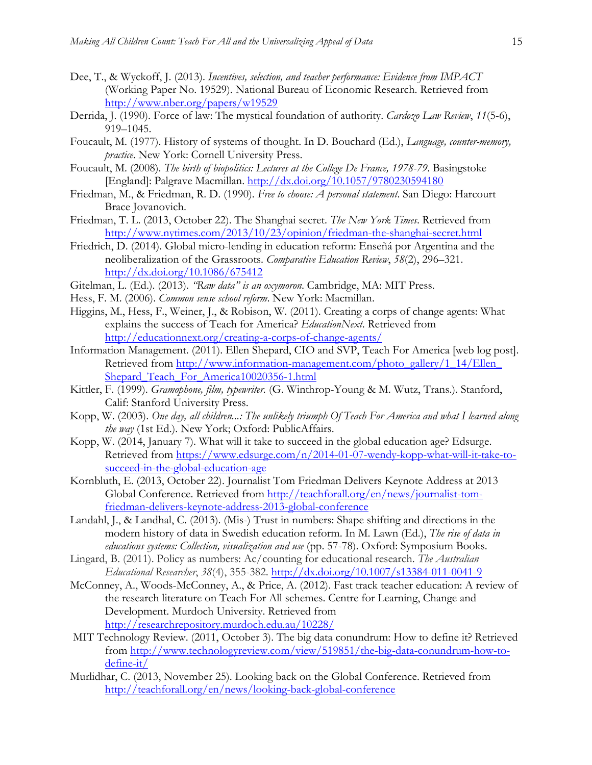Dee, T., & Wyckoff, J. (2013). *Incentives, selection, and teacher performance: Evidence from IMPACT* (Working Paper No. 19529). National Bureau of Economic Research. Retrieved from http://www.nber.org/papers/w19529

Derrida, J. (1990). Force of law: The mystical foundation of authority. *Cardozo Law Review*, *11*(5-6), 919–1045.

Foucault, M. (1977). History of systems of thought. In D. Bouchard (Ed.), *Language, counter-memory, practice*. New York: Cornell University Press.

Foucault, M. (2008). *The birth of biopolitics: Lectures at the College De France, 1978-79*. Basingstoke [England]: Palgrave Macmillan. http://dx.doi.org/10.1057/9780230594180

Friedman, M., & Friedman, R. D. (1990). *Free to choose: A personal statement*. San Diego: Harcourt Brace Jovanovich.

Friedman, T. L. (2013, October 22). The Shanghai secret. *The New York Times*. Retrieved from http://www.nytimes.com/2013/10/23/opinion/friedman-the-shanghai-secret.html

Friedrich, D. (2014). Global micro-lending in education reform: Enseñá por Argentina and the neoliberalization of the Grassroots. *Comparative Education Review*, *58*(2), 296–321. http://dx.doi.org/10.1086/675412

Gitelman, L. (Ed.). (2013). *"Raw data" is an oxymoron*. Cambridge, MA: MIT Press.

Hess, F. M. (2006). *Common sense school reform*. New York: Macmillan.

Higgins, M., Hess, F., Weiner, J., & Robison, W. (2011). Creating a corps of change agents: What explains the success of Teach for America? *EducationNext*. Retrieved from http://educationnext.org/creating-a-corps-of-change-agents/

Information Management. (2011). Ellen Shepard, CIO and SVP, Teach For America [web log post]. Retrieved from http://www.information-management.com/photo_gallery/1_14/Ellen_Shepard_Teach_For_America10020356-1.html

Kittler, F. (1999). *Gramophone, film, typewriter.* (G. Winthrop-Young & M. Wutz, Trans.). Stanford, Calif: Stanford University Press.

Kopp, W. (2003). *One day, all children...: The unlikely triumph Of Teach For America and what I learned along the way* (1st Ed.). New York; Oxford: PublicAffairs.

Kopp, W. (2014, January 7). What will it take to succeed in the global education age? Edsurge. Retrieved from https://www.edsurge.com/n/2014-01-07-wendy-kopp-what-will-it-take-to-succeed-in-the-global-education-age

Kornbluth, E. (2013, October 22). Journalist Tom Friedman Delivers Keynote Address at 2013 Global Conference. Retrieved from http://teachforall.org/en/news/journalist-tom-friedman-delivers-keynote-address-2013-global-conference

Landahl, J., & Landhal, C. (2013). (Mis-) Trust in numbers: Shape shifting and directions in the modern history of data in Swedish education reform. In M. Lawn (Ed.), *The rise of data in educations systems: Collection, visualization and use* (pp. 57-78). Oxford: Symposium Books.

Lingard, B. (2011). Policy as numbers: Ac/counting for educational research. *The Australian Educational Researcher*, *38*(4), 355-382. http://dx.doi.org/10.1007/s13384-011-0041-9

McConney, A., Woods-McConney, A., & Price, A. (2012). Fast track teacher education: A review of the research literature on Teach For All schemes. Centre for Learning, Change and Development. Murdoch University. Retrieved from http://researchrepository.murdoch.edu.au/10228/

MIT Technology Review. (2011, October 3). The big data conundrum: How to define it? Retrieved from http://www.technologyreview.com/view/519851/the-big-data-conundrum-how-to-define-it/

Murlidhar, C. (2013, November 25). Looking back on the Global Conference. Retrieved from http://teachforall.org/en/news/looking-back-global-conference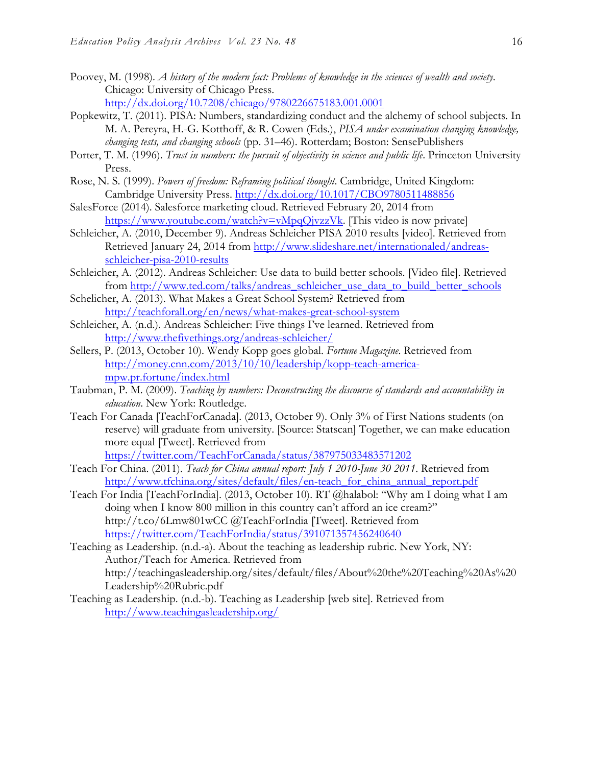Poovey, M. (1998). *A history of the modern fact: Problems of knowledge in the sciences of wealth and society*. Chicago: University of Chicago Press. http://dx.doi.org/10.7208/chicago/9780226675183.001.0001

Popkewitz, T. (2011). PISA: Numbers, standardizing conduct and the alchemy of school subjects. In M. A. Pereyra, H.-G. Kotthoff, & R. Cowen (Eds.), *PISA under examination changing knowledge, changing tests, and changing schools* (pp. 31–46). Rotterdam; Boston: SensePublishers

Porter, T. M. (1996). *Trust in numbers: the pursuit of objectivity in science and public life*. Princeton University Press.

Rose, N. S. (1999). *Powers of freedom: Reframing political thought*. Cambridge, United Kingdom: Cambridge University Press. http://dx.doi.org/10.1017/CBO9780511488856

SalesForce (2014). Salesforce marketing cloud. Retrieved February 20, 2014 from https://www.youtube.com/watch?v=vMpqQjvzzVk. [This video is now private]

Schleicher, A. (2010, December 9). Andreas Schleicher PISA 2010 results [video]. Retrieved from Retrieved January 24, 2014 from http://www.slideshare.net/internationaled/andreas-schleicher-pisa-2010-results

Schleicher, A. (2012). Andreas Schleicher: Use data to build better schools. [Video file]. Retrieved from http://www.ted.com/talks/andreas_schleicher_use_data_to_build_better_schools

Schelicher, A. (2013). What Makes a Great School System? Retrieved from http://teachforall.org/en/news/what-makes-great-school-system

Schleicher, A. (n.d.). Andreas Schleicher: Five things I've learned. Retrieved from http://www.thefivethings.org/andreas-schleicher/

Sellers, P. (2013, October 10). Wendy Kopp goes global. *Fortune Magazine*. Retrieved from http://money.cnn.com/2013/10/10/leadership/kopp-teach-america-mpw.pr.fortune/index.html

Taubman, P. M. (2009). *Teaching by numbers: Deconstructing the discourse of standards and accountability in education*. New York: Routledge.

Teach For Canada [TeachForCanada]. (2013, October 9). Only 3% of First Nations students (on reserve) will graduate from university. [Source: Statscan] Together, we can make education more equal [Tweet]. Retrieved from https://twitter.com/TeachForCanada/status/387975033483571202

Teach For China. (2011). *Teach for China annual report: July 1 2010-June 30 2011*. Retrieved from http://www.tfchina.org/sites/default/files/en-teach_for_china_annual_report.pdf

Teach For India [TeachForIndia]. (2013, October 10). RT @halabol: "Why am I doing what I am doing when I know 800 million in this country can't afford an ice cream?" http://t.co/6Lmw801wCC @TeachForIndia [Tweet]. Retrieved from https://twitter.com/TeachForIndia/status/391071357456240640

Teaching as Leadership. (n.d.-a). About the teaching as leadership rubric. New York, NY: Author/Teach for America. Retrieved from http://teachingasleadership.org/sites/default/files/About%20the%20Teaching%20As%20Leadership%20Rubric.pdf

Teaching as Leadership. (n.d.-b). Teaching as Leadership [web site]. Retrieved from http://www.teachingasleadership.org/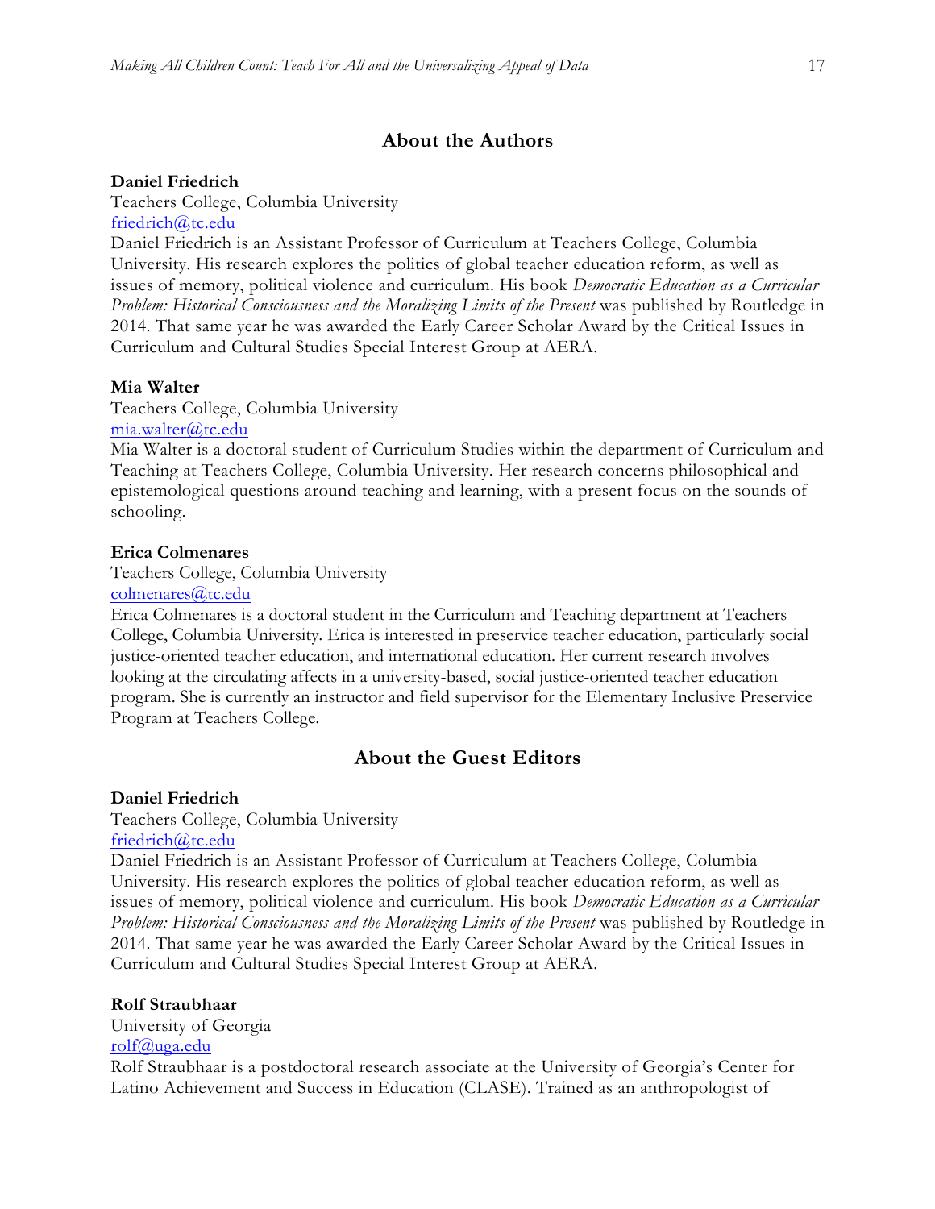## About the Authors

**Daniel Friedrich**
Teachers College, Columbia University
friedrich@tc.edu
Daniel Friedrich is an Assistant Professor of Curriculum at Teachers College, Columbia University. His research explores the politics of global teacher education reform, as well as issues of memory, political violence and curriculum. His book *Democratic Education as a Curricular Problem: Historical Consciousness and the Moralizing Limits of the Present* was published by Routledge in 2014. That same year he was awarded the Early Career Scholar Award by the Critical Issues in Curriculum and Cultural Studies Special Interest Group at AERA.

**Mia Walter**
Teachers College, Columbia University
mia.walter@tc.edu
Mia Walter is a doctoral student of Curriculum Studies within the department of Curriculum and Teaching at Teachers College, Columbia University. Her research concerns philosophical and epistemological questions around teaching and learning, with a present focus on the sounds of schooling.

**Erica Colmenares**
Teachers College, Columbia University
colmenares@tc.edu
Erica Colmenares is a doctoral student in the Curriculum and Teaching department at Teachers College, Columbia University. Erica is interested in preservice teacher education, particularly social justice-oriented teacher education, and international education. Her current research involves looking at the circulating affects in a university-based, social justice-oriented teacher education program. She is currently an instructor and field supervisor for the Elementary Inclusive Preservice Program at Teachers College.

## About the Guest Editors

**Daniel Friedrich**
Teachers College, Columbia University
friedrich@tc.edu
Daniel Friedrich is an Assistant Professor of Curriculum at Teachers College, Columbia University. His research explores the politics of global teacher education reform, as well as issues of memory, political violence and curriculum. His book *Democratic Education as a Curricular Problem: Historical Consciousness and the Moralizing Limits of the Present* was published by Routledge in 2014. That same year he was awarded the Early Career Scholar Award by the Critical Issues in Curriculum and Cultural Studies Special Interest Group at AERA.

**Rolf Straubhaar**
University of Georgia
rolf@uga.edu
Rolf Straubhaar is a postdoctoral research associate at the University of Georgia's Center for Latino Achievement and Success in Education (CLASE). Trained as an anthropologist of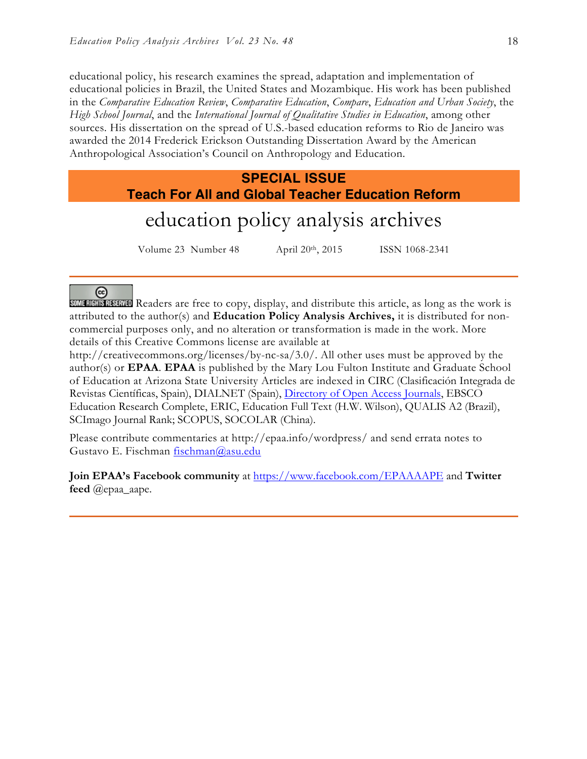educational policy, his research examines the spread, adaptation and implementation of educational policies in Brazil, the United States and Mozambique. His work has been published in the *Comparative Education Review*, *Comparative Education*, *Compare*, *Education and Urban Society*, the *High School Journal*, and the *International Journal of Qualitative Studies in Education*, among other sources. His dissertation on the spread of U.S.-based education reforms to Rio de Janeiro was awarded the 2014 Frederick Erickson Outstanding Dissertation Award by the American Anthropological Association's Council on Anthropology and Education.

**SPECIAL ISSUE**
**Teach For All and Global Teacher Education Reform**

# education policy analysis archives

Volume 23 Number 48 April 20th, 2015 ISSN 1068-2341

SOME RIGHTS RESERVED Readers are free to copy, display, and distribute this article, as long as the work is attributed to the author(s) and **Education Policy Analysis Archives,** it is distributed for non-commercial purposes only, and no alteration or transformation is made in the work. More details of this Creative Commons license are available at http://creativecommons.org/licenses/by-nc-sa/3.0/. All other uses must be approved by the author(s) or **EPAA**. **EPAA** is published by the Mary Lou Fulton Institute and Graduate School of Education at Arizona State University Articles are indexed in CIRC (Clasificación Integrada de Revistas Científicas, Spain), DIALNET (Spain), Directory of Open Access Journals, EBSCO Education Research Complete, ERIC, Education Full Text (H.W. Wilson), QUALIS A2 (Brazil), SCImago Journal Rank; SCOPUS, SOCOLAR (China).

Please contribute commentaries at http://epaa.info/wordpress/ and send errata notes to Gustavo E. Fischman fischman@asu.edu

**Join EPAA's Facebook community** at https://www.facebook.com/EPAAAAPE and **Twitter feed** @epaa_aape.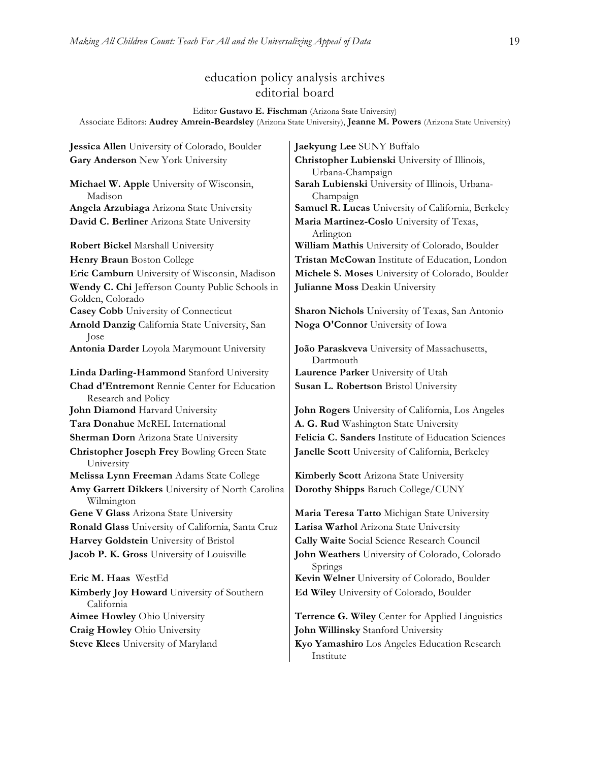## education policy analysis archives
## editorial board

Editor **Gustavo E. Fischman** (Arizona State University)
Associate Editors: **Audrey Amrein-Beardsley** (Arizona State University), **Jeanne M. Powers** (Arizona State University)

**Jessica Allen** University of Colorado, Boulder
**Gary Anderson** New York University
**Michael W. Apple** University of Wisconsin, Madison
**Angela Arzubiaga** Arizona State University
**David C. Berliner** Arizona State University
**Robert Bickel** Marshall University
**Henry Braun** Boston College
**Eric Camburn** University of Wisconsin, Madison
**Wendy C. Chi** Jefferson County Public Schools in Golden, Colorado
**Casey Cobb** University of Connecticut
**Arnold Danzig** California State University, San Jose
**Antonia Darder** Loyola Marymount University
**Linda Darling-Hammond** Stanford University
**Chad d'Entremont** Rennie Center for Education Research and Policy
**John Diamond** Harvard University
**Tara Donahue** McREL International
**Sherman Dorn** Arizona State University
**Christopher Joseph Frey** Bowling Green State University
**Melissa Lynn Freeman** Adams State College
**Amy Garrett Dikkers** University of North Carolina Wilmington
**Gene V Glass** Arizona State University
**Ronald Glass** University of California, Santa Cruz
**Harvey Goldstein** University of Bristol
**Jacob P. K. Gross** University of Louisville
**Eric M. Haas** WestEd
**Kimberly Joy Howard** University of Southern California
**Aimee Howley** Ohio University
**Craig Howley** Ohio University
**Steve Klees** University of Maryland
**Jaekyung Lee** SUNY Buffalo
**Christopher Lubienski** University of Illinois, Urbana-Champaign
**Sarah Lubienski** University of Illinois, Urbana-Champaign
**Samuel R. Lucas** University of California, Berkeley
**Maria Martinez-Coslo** University of Texas, Arlington
**William Mathis** University of Colorado, Boulder
**Tristan McCowan** Institute of Education, London
**Michele S. Moses** University of Colorado, Boulder
**Julianne Moss** Deakin University
**Sharon Nichols** University of Texas, San Antonio
**Noga O'Connor** University of Iowa
**João Paraskveva** University of Massachusetts, Dartmouth
**Laurence Parker** University of Utah
**Susan L. Robertson** Bristol University
**John Rogers** University of California, Los Angeles
**A. G. Rud** Washington State University
**Felicia C. Sanders** Institute of Education Sciences
**Janelle Scott** University of California, Berkeley
**Kimberly Scott** Arizona State University
**Dorothy Shipps** Baruch College/CUNY
**Maria Teresa Tatto** Michigan State University
**Larisa Warhol** Arizona State University
**Cally Waite** Social Science Research Council
**John Weathers** University of Colorado, Colorado Springs
**Kevin Welner** University of Colorado, Boulder
**Ed Wiley** University of Colorado, Boulder
**Terrence G. Wiley** Center for Applied Linguistics
**John Willinsky** Stanford University
**Kyo Yamashiro** Los Angeles Education Research Institute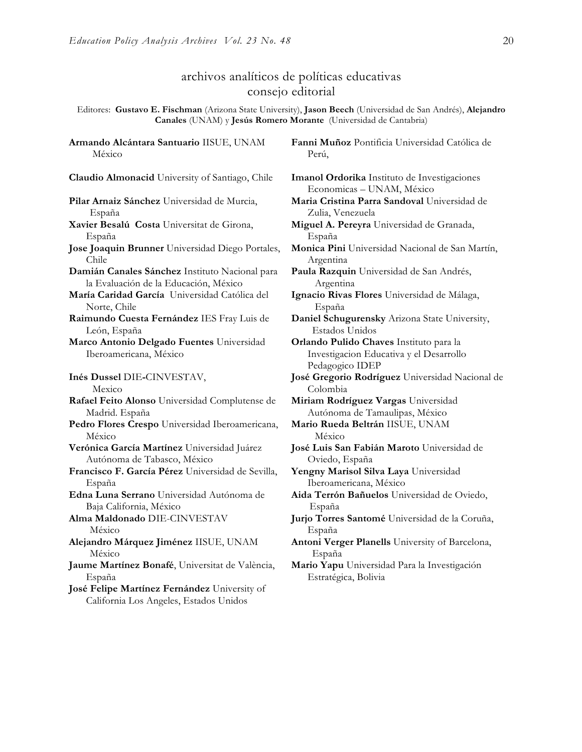## archivos analíticos de políticas educativas
## consejo editorial

Editores: **Gustavo E. Fischman** (Arizona State University), **Jason Beech** (Universidad de San Andrés), **Alejandro Canales** (UNAM) y **Jesús Romero Morante** (Universidad de Cantabria)

**Armando Alcántara Santuario** IISUE, UNAM México

**Claudio Almonacid** University of Santiago, Chile

**Pilar Arnaiz Sánchez** Universidad de Murcia, España

**Xavier Besalú Costa** Universitat de Girona, España

**Jose Joaquin Brunner** Universidad Diego Portales, Chile

**Damián Canales Sánchez** Instituto Nacional para la Evaluación de la Educación, México

**María Caridad García** Universidad Católica del Norte, Chile

**Raimundo Cuesta Fernández** IES Fray Luis de León, España

**Marco Antonio Delgado Fuentes** Universidad Iberoamericana, México

**Inés Dussel** DIE-CINVESTAV, Mexico

**Rafael Feito Alonso** Universidad Complutense de Madrid. España

**Pedro Flores Crespo** Universidad Iberoamericana, México

**Verónica García Martínez** Universidad Juárez Autónoma de Tabasco, México

**Francisco F. García Pérez** Universidad de Sevilla, España

**Edna Luna Serrano** Universidad Autónoma de Baja California, México

**Alma Maldonado** DIE-CINVESTAV México

**Alejandro Márquez Jiménez** IISUE, UNAM México

**Jaume Martínez Bonafé**, Universitat de València, España

**José Felipe Martínez Fernández** University of California Los Angeles, Estados Unidos

**Fanni Muñoz** Pontificia Universidad Católica de Perú,

**Imanol Ordorika** Instituto de Investigaciones Economicas – UNAM, México

**Maria Cristina Parra Sandoval** Universidad de Zulia, Venezuela

**Miguel A. Pereyra** Universidad de Granada, España

**Monica Pini** Universidad Nacional de San Martín, Argentina

**Paula Razquin** Universidad de San Andrés, Argentina

**Ignacio Rivas Flores** Universidad de Málaga, España

**Daniel Schugurensky** Arizona State University, Estados Unidos

**Orlando Pulido Chaves** Instituto para la Investigacion Educativa y el Desarrollo Pedagogico IDEP

**José Gregorio Rodríguez** Universidad Nacional de Colombia

**Miriam Rodríguez Vargas** Universidad Autónoma de Tamaulipas, México

**Mario Rueda Beltrán** IISUE, UNAM México

**José Luis San Fabián Maroto** Universidad de Oviedo, España

**Yengny Marisol Silva Laya** Universidad Iberoamericana, México

**Aida Terrón Bañuelos** Universidad de Oviedo, España

**Jurjo Torres Santomé** Universidad de la Coruña, España

**Antoni Verger Planells** University of Barcelona, España

**Mario Yapu** Universidad Para la Investigación Estratégica, Bolivia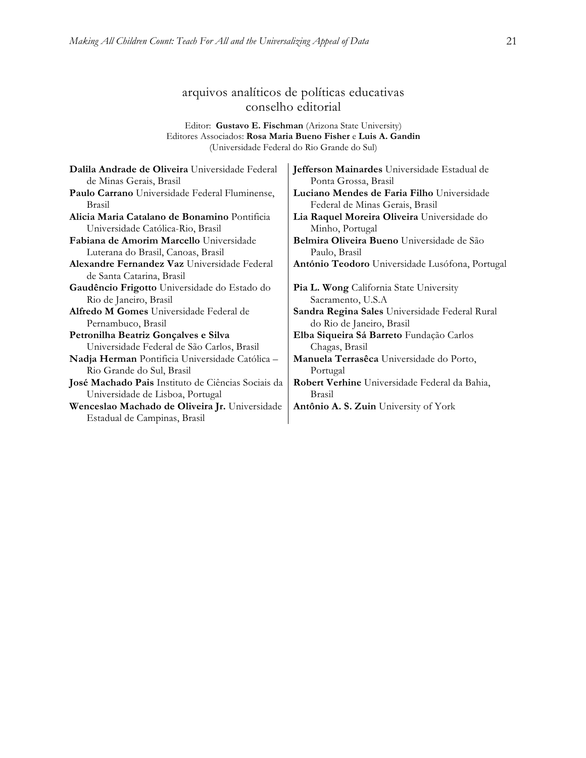## arquivos analíticos de políticas educativas
## conselho editorial

Editor: **Gustavo E. Fischman** (Arizona State University)
Editores Associados: **Rosa Maria Bueno Fisher** e **Luis A. Gandin**
(Universidade Federal do Rio Grande do Sul)

**Dalila Andrade de Oliveira** Universidade Federal de Minas Gerais, Brasil

**Paulo Carrano** Universidade Federal Fluminense, Brasil

**Alicia Maria Catalano de Bonamino** Pontificia Universidade Católica-Rio, Brasil

**Fabiana de Amorim Marcello** Universidade Luterana do Brasil, Canoas, Brasil

**Alexandre Fernandez Vaz** Universidade Federal de Santa Catarina, Brasil

**Gaudêncio Frigotto** Universidade do Estado do Rio de Janeiro, Brasil

**Alfredo M Gomes** Universidade Federal de Pernambuco, Brasil

**Petronilha Beatriz Gonçalves e Silva** Universidade Federal de São Carlos, Brasil

**Nadja Herman** Pontificia Universidade Católica – Rio Grande do Sul, Brasil

**José Machado Pais** Instituto de Ciências Sociais da Universidade de Lisboa, Portugal

**Wenceslao Machado de Oliveira Jr.** Universidade Estadual de Campinas, Brasil

**Jefferson Mainardes** Universidade Estadual de Ponta Grossa, Brasil

**Luciano Mendes de Faria Filho** Universidade Federal de Minas Gerais, Brasil

**Lia Raquel Moreira Oliveira** Universidade do Minho, Portugal

**Belmira Oliveira Bueno** Universidade de São Paulo, Brasil

**António Teodoro** Universidade Lusófona, Portugal

**Pia L. Wong** California State University Sacramento, U.S.A

**Sandra Regina Sales** Universidade Federal Rural do Rio de Janeiro, Brasil

**Elba Siqueira Sá Barreto** Fundação Carlos Chagas, Brasil

**Manuela Terrasêca** Universidade do Porto, Portugal

**Robert Verhine** Universidade Federal da Bahia, Brasil

**Antônio A. S. Zuin** University of York